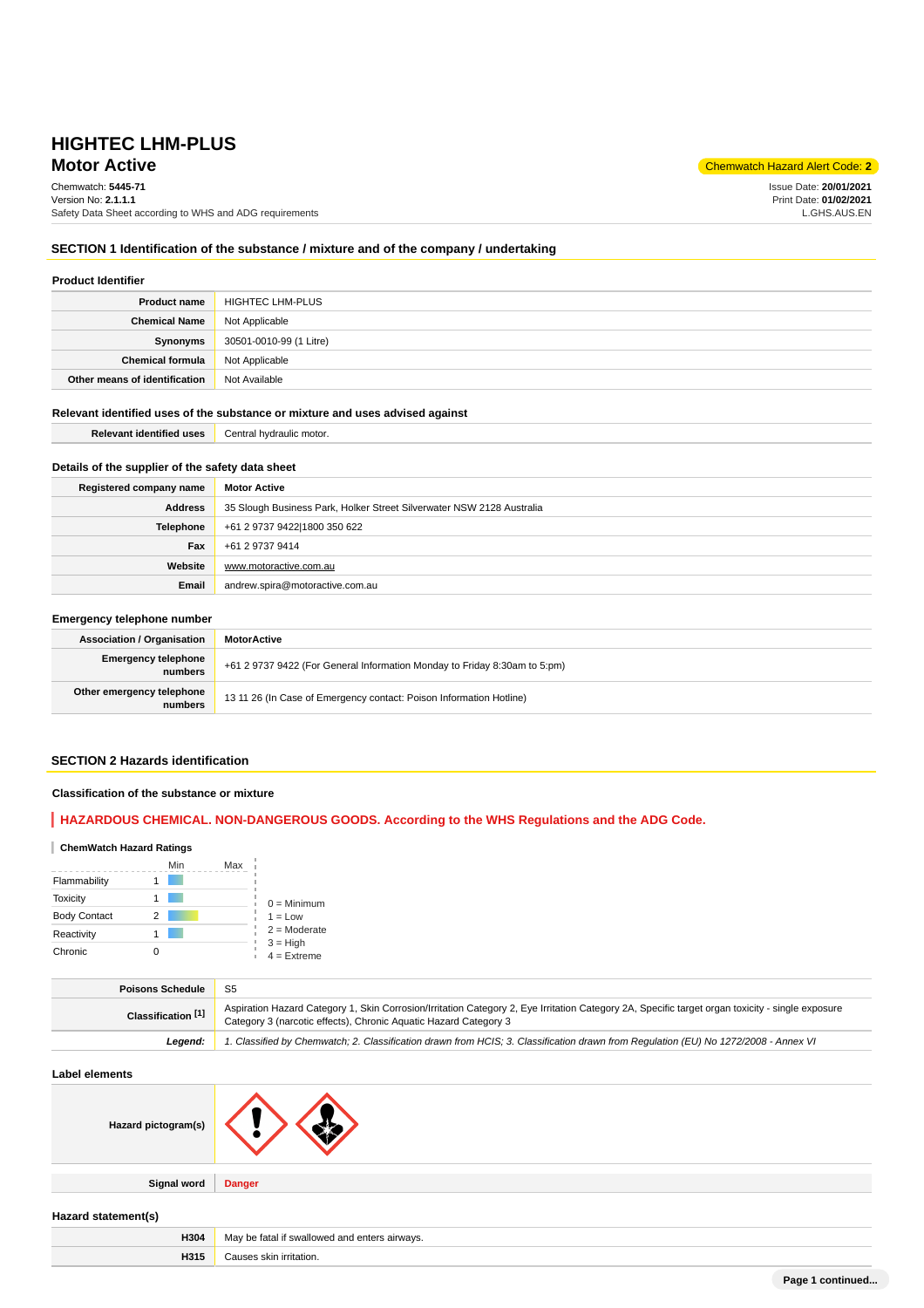# HIGHTEC LHM-PLUS
## Motor Active

Chemwatch Hazard Alert Code: **2**

Chemwatch: **5445-71**
Version No: **2.1.1.1**
Safety Data Sheet according to WHS and ADG requirements

Issue Date: **20/01/2021**
Print Date: **01/02/2021**
L.GHS.AUS.EN

## SECTION 1 Identification of the substance / mixture and of the company / undertaking

### Product Identifier

| | |
|---|---|
| **Product name** | HIGHTEC LHM-PLUS |
| **Chemical Name** | Not Applicable |
| **Synonyms** | 30501-0010-99 (1 Litre) |
| **Chemical formula** | Not Applicable |
| **Other means of identification** | Not Available |

### Relevant identified uses of the substance or mixture and uses advised against

| | |
|---|---|
| **Relevant identified uses** | Central hydraulic motor. |

### Details of the supplier of the safety data sheet

| | |
|---|---|
| **Registered company name** | **Motor Active** |
| **Address** | 35 Slough Business Park, Holker Street Silverwater NSW 2128 Australia |
| **Telephone** | +61 2 9737 9422\|1800 350 622 |
| **Fax** | +61 2 9737 9414 |
| **Website** | www.motoractive.com.au |
| **Email** | andrew.spira@motoractive.com.au |

### Emergency telephone number

| | |
|---|---|
| **Association / Organisation** | **MotorActive** |
| **Emergency telephone numbers** | +61 2 9737 9422 (For General Information Monday to Friday 8:30am to 5:pm) |
| **Other emergency telephone numbers** | 13 11 26 (In Case of Emergency contact: Poison Information Hotline) |

## SECTION 2 Hazards identification

### Classification of the substance or mixture

**HAZARDOUS CHEMICAL. NON-DANGEROUS GOODS. According to the WHS Regulations and the ADG Code.**

**ChemWatch Hazard Ratings**

| | Min | Max |
|---|---|---|
| Flammability | 1 | |
| Toxicity | 1 | |
| Body Contact | 2 | |
| Reactivity | 1 | |
| Chronic | 0 | |

0 = Minimum
1 = Low
2 = Moderate
3 = High
4 = Extreme

| | |
|---|---|
| **Poisons Schedule** | S5 |
| **Classification [1]** | Aspiration Hazard Category 1, Skin Corrosion/Irritation Category 2, Eye Irritation Category 2A, Specific target organ toxicity - single exposure Category 3 (narcotic effects), Chronic Aquatic Hazard Category 3 |
| ***Legend:*** | *1. Classified by Chemwatch; 2. Classification drawn from HCIS; 3. Classification drawn from Regulation (EU) No 1272/2008 - Annex VI* |

### Label elements

| | |
|---|---|
| **Hazard pictogram(s)** | |
| **Signal word** | **Danger** |

### Hazard statement(s)

| | |
|---|---|
| **H304** | May be fatal if swallowed and enters airways. |
| **H315** | Causes skin irritation. |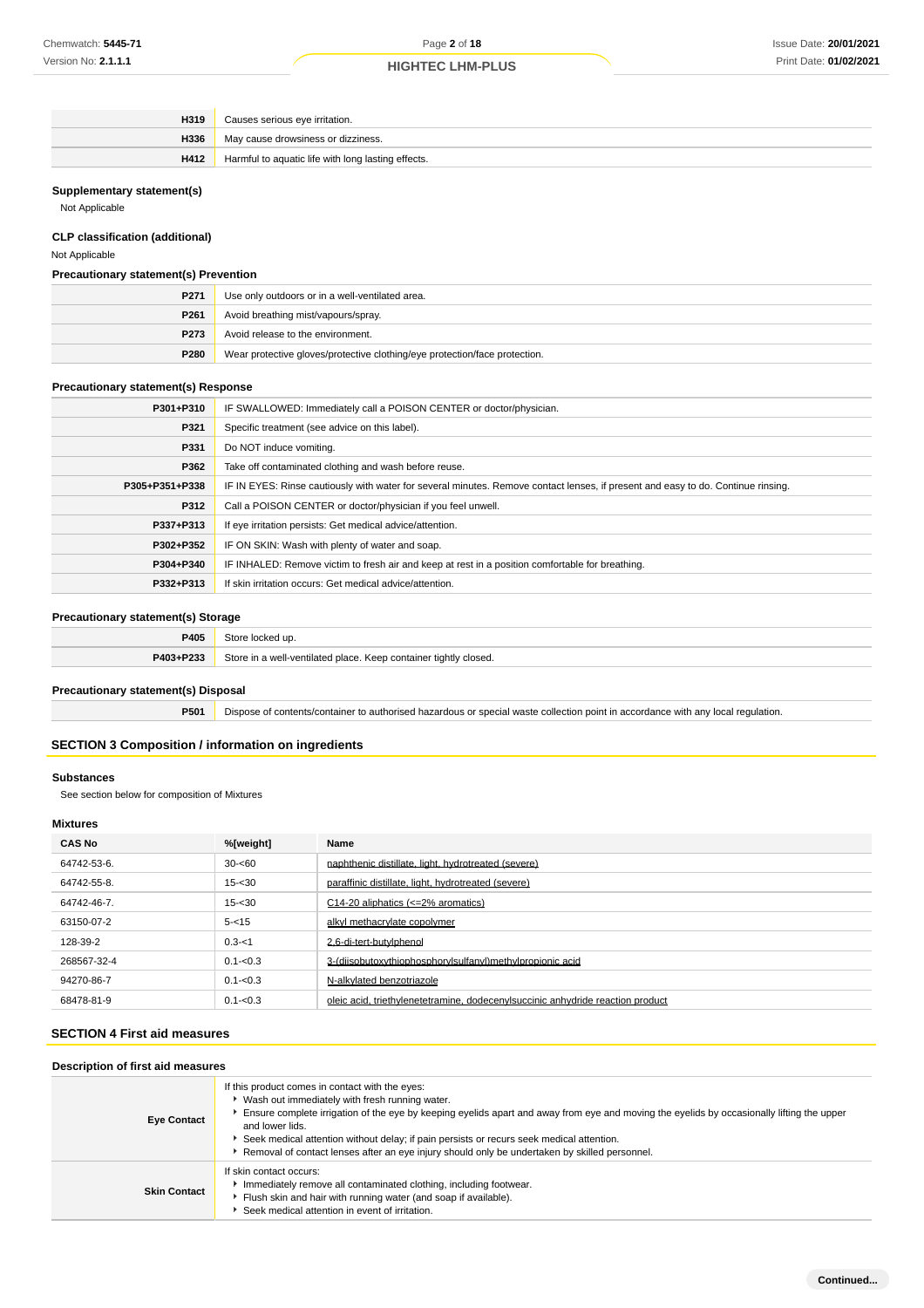| | |
|---|---|
| **H319** | Causes serious eye irritation. |
| **H336** | May cause drowsiness or dizziness. |
| **H412** | Harmful to aquatic life with long lasting effects. |

### Supplementary statement(s)

Not Applicable

### CLP classification (additional)

Not Applicable

### Precautionary statement(s) Prevention

| | |
|---|---|
| **P271** | Use only outdoors or in a well-ventilated area. |
| **P261** | Avoid breathing mist/vapours/spray. |
| **P273** | Avoid release to the environment. |
| **P280** | Wear protective gloves/protective clothing/eye protection/face protection. |

### Precautionary statement(s) Response

| | |
|---|---|
| **P301+P310** | IF SWALLOWED: Immediately call a POISON CENTER or doctor/physician. |
| **P321** | Specific treatment (see advice on this label). |
| **P331** | Do NOT induce vomiting. |
| **P362** | Take off contaminated clothing and wash before reuse. |
| **P305+P351+P338** | IF IN EYES: Rinse cautiously with water for several minutes. Remove contact lenses, if present and easy to do. Continue rinsing. |
| **P312** | Call a POISON CENTER or doctor/physician if you feel unwell. |
| **P337+P313** | If eye irritation persists: Get medical advice/attention. |
| **P302+P352** | IF ON SKIN: Wash with plenty of water and soap. |
| **P304+P340** | IF INHALED: Remove victim to fresh air and keep at rest in a position comfortable for breathing. |
| **P332+P313** | If skin irritation occurs: Get medical advice/attention. |

### Precautionary statement(s) Storage

| | |
|---|---|
| **P405** | Store locked up. |
| **P403+P233** | Store in a well-ventilated place. Keep container tightly closed. |

### Precautionary statement(s) Disposal

| | |
|---|---|
| **P501** | Dispose of contents/container to authorised hazardous or special waste collection point in accordance with any local regulation. |

## SECTION 3 Composition / information on ingredients

### Substances

See section below for composition of Mixtures

### Mixtures

| CAS No | %[weight] | Name |
|---|---|---|
| 64742-53-6. | 30-<60 | naphthenic distillate, light, hydrotreated (severe) |
| 64742-55-8. | 15-<30 | paraffinic distillate, light, hydrotreated (severe) |
| 64742-46-7. | 15-<30 | C14-20 aliphatics (<=2% aromatics) |
| 63150-07-2 | 5-<15 | alkyl methacrylate copolymer |
| 128-39-2 | 0.3-<1 | 2,6-di-tert-butylphenol |
| 268567-32-4 | 0.1-<0.3 | 3-(diisobutoxythiophosphorylsulfanyl)methylpropionic acid |
| 94270-86-7 | 0.1-<0.3 | N-alkylated benzotriazole |
| 68478-81-9 | 0.1-<0.3 | oleic acid, triethylenetetramine, dodecenylsuccinic anhydride reaction product |

## SECTION 4 First aid measures

### Description of first aid measures

| | |
|---|---|
| **Eye Contact** | If this product comes in contact with the eyes:<br>▸ Wash out immediately with fresh running water.<br>▸ Ensure complete irrigation of the eye by keeping eyelids apart and away from eye and moving the eyelids by occasionally lifting the upper and lower lids.<br>▸ Seek medical attention without delay; if pain persists or recurs seek medical attention.<br>▸ Removal of contact lenses after an eye injury should only be undertaken by skilled personnel. |
| **Skin Contact** | If skin contact occurs:<br>▸ Immediately remove all contaminated clothing, including footwear.<br>▸ Flush skin and hair with running water (and soap if available).<br>▸ Seek medical attention in event of irritation. |

Continued...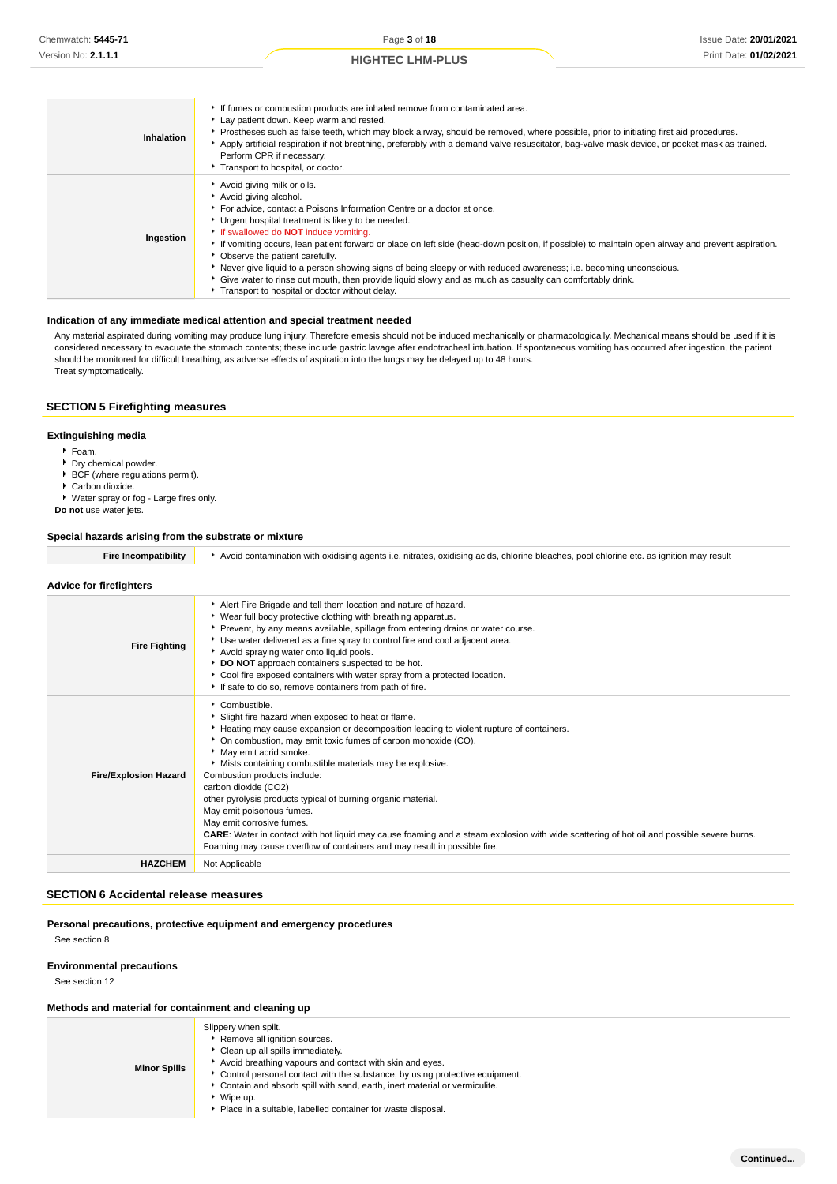| | |
|---|---|
| **Inhalation** | ▸ If fumes or combustion products are inhaled remove from contaminated area.<br>▸ Lay patient down. Keep warm and rested.<br>▸ Prostheses such as false teeth, which may block airway, should be removed, where possible, prior to initiating first aid procedures.<br>▸ Apply artificial respiration if not breathing, preferably with a demand valve resuscitator, bag-valve mask device, or pocket mask as trained. Perform CPR if necessary.<br>▸ Transport to hospital, or doctor. |
| **Ingestion** | ▸ Avoid giving milk or oils.<br>▸ Avoid giving alcohol.<br>▸ For advice, contact a Poisons Information Centre or a doctor at once.<br>▸ Urgent hospital treatment is likely to be needed.<br>▸ If swallowed do **NOT** induce vomiting.<br>▸ If vomiting occurs, lean patient forward or place on left side (head-down position, if possible) to maintain open airway and prevent aspiration.<br>▸ Observe the patient carefully.<br>▸ Never give liquid to a person showing signs of being sleepy or with reduced awareness; i.e. becoming unconscious.<br>▸ Give water to rinse out mouth, then provide liquid slowly and as much as casualty can comfortably drink.<br>▸ Transport to hospital or doctor without delay. |

### Indication of any immediate medical attention and special treatment needed

Any material aspirated during vomiting may produce lung injury. Therefore emesis should not be induced mechanically or pharmacologically. Mechanical means should be used if it is considered necessary to evacuate the stomach contents; these include gastric lavage after endotracheal intubation. If spontaneous vomiting has occurred after ingestion, the patient should be monitored for difficult breathing, as adverse effects of aspiration into the lungs may be delayed up to 48 hours.
Treat symptomatically.

## SECTION 5 Firefighting measures

### Extinguishing media

- Foam.
- Dry chemical powder.
- BCF (where regulations permit).
- Carbon dioxide.
- Water spray or fog - Large fires only.

**Do not** use water jets.

### Special hazards arising from the substrate or mixture

| | |
|---|---|
| **Fire Incompatibility** | ▸ Avoid contamination with oxidising agents i.e. nitrates, oxidising acids, chlorine bleaches, pool chlorine etc. as ignition may result |

### Advice for firefighters

| | |
|---|---|
| **Fire Fighting** | ▸ Alert Fire Brigade and tell them location and nature of hazard.<br>▸ Wear full body protective clothing with breathing apparatus.<br>▸ Prevent, by any means available, spillage from entering drains or water course.<br>▸ Use water delivered as a fine spray to control fire and cool adjacent area.<br>▸ Avoid spraying water onto liquid pools.<br>▸ **DO NOT** approach containers suspected to be hot.<br>▸ Cool fire exposed containers with water spray from a protected location.<br>▸ If safe to do so, remove containers from path of fire. |
| **Fire/Explosion Hazard** | ▸ Combustible.<br>▸ Slight fire hazard when exposed to heat or flame.<br>▸ Heating may cause expansion or decomposition leading to violent rupture of containers.<br>▸ On combustion, may emit toxic fumes of carbon monoxide (CO).<br>▸ May emit acrid smoke.<br>▸ Mists containing combustible materials may be explosive.<br>Combustion products include:<br>carbon dioxide ($CO_2$)<br>other pyrolysis products typical of burning organic material.<br>May emit poisonous fumes.<br>May emit corrosive fumes.<br>**CARE**: Water in contact with hot liquid may cause foaming and a steam explosion with wide scattering of hot oil and possible severe burns. Foaming may cause overflow of containers and may result in possible fire. |
| **HAZCHEM** | Not Applicable |

## SECTION 6 Accidental release measures

### Personal precautions, protective equipment and emergency procedures

See section 8

### Environmental precautions

See section 12

### Methods and material for containment and cleaning up

| | |
|---|---|
| **Minor Spills** | Slippery when spilt.<br>▸ Remove all ignition sources.<br>▸ Clean up all spills immediately.<br>▸ Avoid breathing vapours and contact with skin and eyes.<br>▸ Control personal contact with the substance, by using protective equipment.<br>▸ Contain and absorb spill with sand, earth, inert material or vermiculite.<br>▸ Wipe up.<br>▸ Place in a suitable, labelled container for waste disposal. |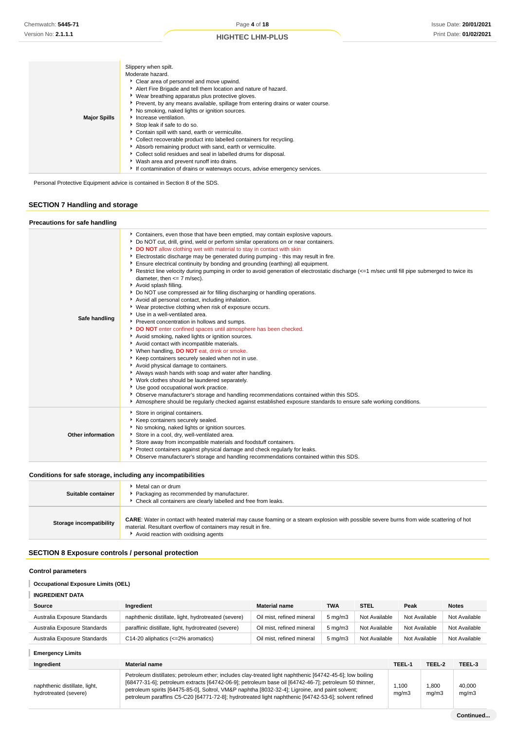| | |
|---|---|
| **Major Spills** | Slippery when spilt.<br>Moderate hazard.<br>▸ Clear area of personnel and move upwind.<br>▸ Alert Fire Brigade and tell them location and nature of hazard.<br>▸ Wear breathing apparatus plus protective gloves.<br>▸ Prevent, by any means available, spillage from entering drains or water course.<br>▸ No smoking, naked lights or ignition sources.<br>▸ Increase ventilation.<br>▸ Stop leak if safe to do so.<br>▸ Contain spill with sand, earth or vermiculite.<br>▸ Collect recoverable product into labelled containers for recycling.<br>▸ Absorb remaining product with sand, earth or vermiculite.<br>▸ Collect solid residues and seal in labelled drums for disposal.<br>▸ Wash area and prevent runoff into drains.<br>▸ If contamination of drains or waterways occurs, advise emergency services. |

Personal Protective Equipment advice is contained in Section 8 of the SDS.

## SECTION 7 Handling and storage

### Precautions for safe handling

| | |
|---|---|
| **Safe handling** | ▸ Containers, even those that have been emptied, may contain explosive vapours.<br>▸ Do NOT cut, drill, grind, weld or perform similar operations on or near containers.<br>▸ **DO NOT** allow clothing wet with material to stay in contact with skin<br>▸ Electrostatic discharge may be generated during pumping - this may result in fire.<br>▸ Ensure electrical continuity by bonding and grounding (earthing) all equipment.<br>▸ Restrict line velocity during pumping in order to avoid generation of electrostatic discharge (<=1 m/sec until fill pipe submerged to twice its diameter, then <= 7 m/sec).<br>▸ Avoid splash filling.<br>▸ Do NOT use compressed air for filling discharging or handling operations.<br>▸ Avoid all personal contact, including inhalation.<br>▸ Wear protective clothing when risk of exposure occurs.<br>▸ Use in a well-ventilated area.<br>▸ Prevent concentration in hollows and sumps.<br>▸ **DO NOT** enter confined spaces until atmosphere has been checked.<br>▸ Avoid smoking, naked lights or ignition sources.<br>▸ Avoid contact with incompatible materials.<br>▸ When handling, **DO NOT** eat, drink or smoke.<br>▸ Keep containers securely sealed when not in use.<br>▸ Avoid physical damage to containers.<br>▸ Always wash hands with soap and water after handling.<br>▸ Work clothes should be laundered separately.<br>▸ Use good occupational work practice.<br>▸ Observe manufacturer's storage and handling recommendations contained within this SDS.<br>▸ Atmosphere should be regularly checked against established exposure standards to ensure safe working conditions. |
| **Other information** | ▸ Store in original containers.<br>▸ Keep containers securely sealed.<br>▸ No smoking, naked lights or ignition sources.<br>▸ Store in a cool, dry, well-ventilated area.<br>▸ Store away from incompatible materials and foodstuff containers.<br>▸ Protect containers against physical damage and check regularly for leaks.<br>▸ Observe manufacturer's storage and handling recommendations contained within this SDS. |

### Conditions for safe storage, including any incompatibilities

| | |
|---|---|
| **Suitable container** | ▸ Metal can or drum<br>▸ Packaging as recommended by manufacturer.<br>▸ Check all containers are clearly labelled and free from leaks. |
| **Storage incompatibility** | **CARE**: Water in contact with heated material may cause foaming or a steam explosion with possible severe burns from wide scattering of hot material. Resultant overflow of containers may result in fire.<br>▸ Avoid reaction with oxidising agents |

## SECTION 8 Exposure controls / personal protection

### Control parameters

#### Occupational Exposure Limits (OEL)

#### INGREDIENT DATA

| Source | Ingredient | Material name | TWA | STEL | Peak | Notes |
|---|---|---|---|---|---|---|
| Australia Exposure Standards | naphthenic distillate, light, hydrotreated (severe) | Oil mist, refined mineral | 5 mg/m3 | Not Available | Not Available | Not Available |
| Australia Exposure Standards | paraffinic distillate, light, hydrotreated (severe) | Oil mist, refined mineral | 5 mg/m3 | Not Available | Not Available | Not Available |
| Australia Exposure Standards | C14-20 aliphatics (<=2% aromatics) | Oil mist, refined mineral | 5 mg/m3 | Not Available | Not Available | Not Available |

#### Emergency Limits

| Ingredient | Material name | TEEL-1 | TEEL-2 | TEEL-3 |
|---|---|---|---|---|
| naphthenic distillate, light, hydrotreated (severe) | Petroleum distillates; petroleum ether; includes clay-treated light naphthenic [64742-45-6]; low boiling [68477-31-6]; petroleum extracts [64742-06-9]; petroleum base oil [64742-46-7]; petroleum 50 thinner, petroleum spirits [64475-85-0], Soltrol, VM&P naphtha [8032-32-4], Ligroine, and paint solvent; petroleum paraffins C5-C20 [64771-72-8]; hydrotreated light naphthenic [64742-53-6]; solvent refined | 1,100 mg/m3 | 1,800 mg/m3 | 40,000 mg/m3 |

Continued...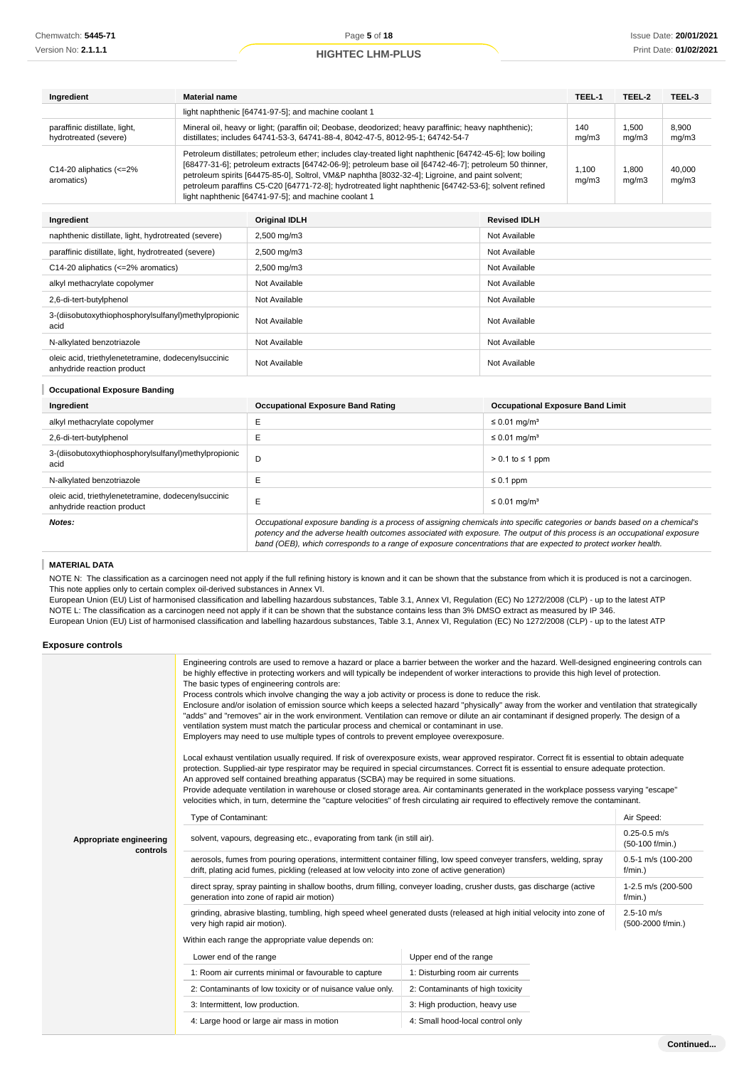| Ingredient | Material name | TEEL-1 | TEEL-2 | TEEL-3 |
|---|---|---|---|---|
| | light naphthenic [64741-97-5]; and machine coolant 1 | | | |
| paraffinic distillate, light, hydrotreated (severe) | Mineral oil, heavy or light; (paraffin oil; Deobase, deodorized; heavy paraffinic; heavy naphthenic); distillates; includes 64741-53-3, 64741-88-4, 8042-47-5, 8012-95-1; 64742-54-7 | 140 mg/m3 | 1,500 mg/m3 | 8,900 mg/m3 |
| C14-20 aliphatics (<=2% aromatics) | Petroleum distillates; petroleum ether; includes clay-treated light naphthenic [64742-45-6]; low boiling [68477-31-6]; petroleum extracts [64742-06-9]; petroleum base oil [64742-46-7]; petroleum 50 thinner, petroleum spirits [64475-85-0], Soltrol, VM&P naphtha [8032-32-4]; Ligroine, and paint solvent; petroleum paraffins C5-C20 [64771-72-8]; hydrotreated light naphthenic [64742-53-6]; solvent refined light naphthenic [64741-97-5]; and machine coolant 1 | 1,100 mg/m3 | 1,800 mg/m3 | 40,000 mg/m3 |

| Ingredient | Original IDLH | Revised IDLH |
|---|---|---|
| naphthenic distillate, light, hydrotreated (severe) | 2,500 mg/m3 | Not Available |
| paraffinic distillate, light, hydrotreated (severe) | 2,500 mg/m3 | Not Available |
| C14-20 aliphatics (<=2% aromatics) | 2,500 mg/m3 | Not Available |
| alkyl methacrylate copolymer | Not Available | Not Available |
| 2,6-di-tert-butylphenol | Not Available | Not Available |
| 3-(diisobutoxythiophosphorylsulfanyl)methylpropionic acid | Not Available | Not Available |
| N-alkylated benzotriazole | Not Available | Not Available |
| oleic acid, triethylenetetramine, dodecenylsuccinic anhydride reaction product | Not Available | Not Available |

### Occupational Exposure Banding

| Ingredient | Occupational Exposure Band Rating | Occupational Exposure Band Limit |
|---|---|---|
| alkyl methacrylate copolymer | E | ≤ 0.01 mg/m³ |
| 2,6-di-tert-butylphenol | E | ≤ 0.01 mg/m³ |
| 3-(diisobutoxythiophosphorylsulfanyl)methylpropionic acid | D | > 0.1 to ≤ 1 ppm |
| N-alkylated benzotriazole | E | ≤ 0.1 ppm |
| oleic acid, triethylenetetramine, dodecenylsuccinic anhydride reaction product | E | ≤ 0.01 mg/m³ |
| ***Notes:*** | *Occupational exposure banding is a process of assigning chemicals into specific categories or bands based on a chemical's potency and the adverse health outcomes associated with exposure. The output of this process is an occupational exposure band (OEB), which corresponds to a range of exposure concentrations that are expected to protect worker health.* | |

### MATERIAL DATA

NOTE N: The classification as a carcinogen need not apply if the full refining history is known and it can be shown that the substance from which it is produced is not a carcinogen. This note applies only to certain complex oil-derived substances in Annex VI.
European Union (EU) List of harmonised classification and labelling hazardous substances, Table 3.1, Annex VI, Regulation (EC) No 1272/2008 (CLP) - up to the latest ATP
NOTE L: The classification as a carcinogen need not apply if it can be shown that the substance contains less than 3% DMSO extract as measured by IP 346.
European Union (EU) List of harmonised classification and labelling hazardous substances, Table 3.1, Annex VI, Regulation (EC) No 1272/2008 (CLP) - up to the latest ATP

## Exposure controls

**Appropriate engineering controls**

Engineering controls are used to remove a hazard or place a barrier between the worker and the hazard. Well-designed engineering controls can be highly effective in protecting workers and will typically be independent of worker interactions to provide this high level of protection.
The basic types of engineering controls are:
Process controls which involve changing the way a job activity or process is done to reduce the risk.
Enclosure and/or isolation of emission source which keeps a selected hazard "physically" away from the worker and ventilation that strategically "adds" and "removes" air in the work environment. Ventilation can remove or dilute an air contaminant if designed properly. The design of a ventilation system must match the particular process and chemical or contaminant in use.
Employers may need to use multiple types of controls to prevent employee overexposure.

Local exhaust ventilation usually required. If risk of overexposure exists, wear approved respirator. Correct fit is essential to obtain adequate protection. Supplied-air type respirator may be required in special circumstances. Correct fit is essential to ensure adequate protection.
An approved self contained breathing apparatus (SCBA) may be required in some situations.
Provide adequate ventilation in warehouse or closed storage area. Air contaminants generated in the workplace possess varying "escape" velocities which, in turn, determine the "capture velocities" of fresh circulating air required to effectively remove the contaminant.

| Type of Contaminant: | Air Speed: |
|---|---|
| solvent, vapours, degreasing etc., evaporating from tank (in still air). | 0.25-0.5 m/s (50-100 f/min.) |
| aerosols, fumes from pouring operations, intermittent container filling, low speed conveyer transfers, welding, spray drift, plating acid fumes, pickling (released at low velocity into zone of active generation) | 0.5-1 m/s (100-200 f/min.) |
| direct spray, spray painting in shallow booths, drum filling, conveyer loading, crusher dusts, gas discharge (active generation into zone of rapid air motion) | 1-2.5 m/s (200-500 f/min.) |
| grinding, abrasive blasting, tumbling, high speed wheel generated dusts (released at high initial velocity into zone of very high rapid air motion). | 2.5-10 m/s (500-2000 f/min.) |

Within each range the appropriate value depends on:

| Lower end of the range | Upper end of the range |
|---|---|
| 1: Room air currents minimal or favourable to capture | 1: Disturbing room air currents |
| 2: Contaminants of low toxicity or of nuisance value only. | 2: Contaminants of high toxicity |
| 3: Intermittent, low production. | 3: High production, heavy use |
| 4: Large hood or large air mass in motion | 4: Small hood-local control only |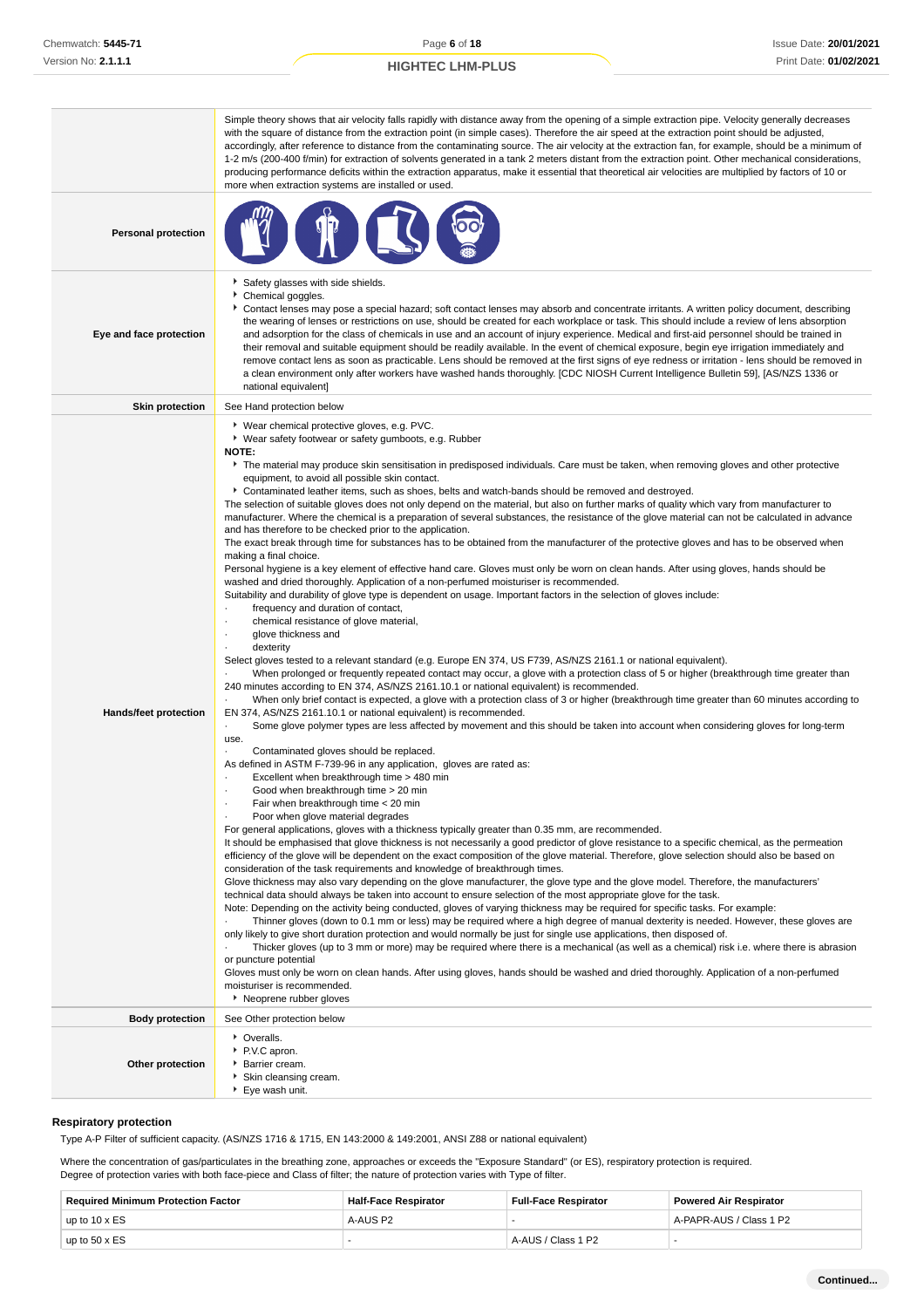| | |
|---|---|
| | Simple theory shows that air velocity falls rapidly with distance away from the opening of a simple extraction pipe. Velocity generally decreases with the square of distance from the extraction point (in simple cases). Therefore the air speed at the extraction point should be adjusted, accordingly, after reference to distance from the contaminating source. The air velocity at the extraction fan, for example, should be a minimum of 1-2 m/s (200-400 f/min) for extraction of solvents generated in a tank 2 meters distant from the extraction point. Other mechanical considerations, producing performance deficits within the extraction apparatus, make it essential that theoretical air velocities are multiplied by factors of 10 or more when extraction systems are installed or used. |
| **Personal protection** | |
| **Eye and face protection** | ▸ Safety glasses with side shields.<br>▸ Chemical goggles.<br>▸ Contact lenses may pose a special hazard; soft contact lenses may absorb and concentrate irritants. A written policy document, describing the wearing of lenses or restrictions on use, should be created for each workplace or task. This should include a review of lens absorption and adsorption for the class of chemicals in use and an account of injury experience. Medical and first-aid personnel should be trained in their removal and suitable equipment should be readily available. In the event of chemical exposure, begin eye irrigation immediately and remove contact lens as soon as practicable. Lens should be removed at the first signs of eye redness or irritation - lens should be removed in a clean environment only after workers have washed hands thoroughly. [CDC NIOSH Current Intelligence Bulletin 59], [AS/NZS 1336 or national equivalent] |
| **Skin protection** | See Hand protection below |
| **Hands/feet protection** | ▸ Wear chemical protective gloves, e.g. PVC.<br>▸ Wear safety footwear or safety gumboots, e.g. Rubber<br>**NOTE:**<br>▸ The material may produce skin sensitisation in predisposed individuals. Care must be taken, when removing gloves and other protective equipment, to avoid all possible skin contact.<br>▸ Contaminated leather items, such as shoes, belts and watch-bands should be removed and destroyed.<br>The selection of suitable gloves does not only depend on the material, but also on further marks of quality which vary from manufacturer to manufacturer. Where the chemical is a preparation of several substances, the resistance of the glove material can not be calculated in advance and has therefore to be checked prior to the application.<br>The exact break through time for substances has to be obtained from the manufacturer of the protective gloves and has to be observed when making a final choice.<br>Personal hygiene is a key element of effective hand care. Gloves must only be worn on clean hands. After using gloves, hands should be washed and dried thoroughly. Application of a non-perfumed moisturiser is recommended.<br>Suitability and durability of glove type is dependent on usage. Important factors in the selection of gloves include:<br>· frequency and duration of contact,<br>· chemical resistance of glove material,<br>· glove thickness and<br>· dexterity<br>Select gloves tested to a relevant standard (e.g. Europe EN 374, US F739, AS/NZS 2161.1 or national equivalent).<br>· When prolonged or frequently repeated contact may occur, a glove with a protection class of 5 or higher (breakthrough time greater than 240 minutes according to EN 374, AS/NZS 2161.10.1 or national equivalent) is recommended.<br>· When only brief contact is expected, a glove with a protection class of 3 or higher (breakthrough time greater than 60 minutes according to EN 374, AS/NZS 2161.10.1 or national equivalent) is recommended.<br>· Some glove polymer types are less affected by movement and this should be taken into account when considering gloves for long-term use.<br>· Contaminated gloves should be replaced.<br>As defined in ASTM F-739-96 in any application, gloves are rated as:<br>· Excellent when breakthrough time > 480 min<br>· Good when breakthrough time > 20 min<br>· Fair when breakthrough time < 20 min<br>· Poor when glove material degrades<br>For general applications, gloves with a thickness typically greater than 0.35 mm, are recommended.<br>It should be emphasised that glove thickness is not necessarily a good predictor of glove resistance to a specific chemical, as the permeation efficiency of the glove will be dependent on the exact composition of the glove material. Therefore, glove selection should also be based on consideration of the task requirements and knowledge of breakthrough times.<br>Glove thickness may also vary depending on the glove manufacturer, the glove type and the glove model. Therefore, the manufacturers' technical data should always be taken into account to ensure selection of the most appropriate glove for the task.<br>Note: Depending on the activity being conducted, gloves of varying thickness may be required for specific tasks. For example:<br>· Thinner gloves (down to 0.1 mm or less) may be required where a high degree of manual dexterity is needed. However, these gloves are only likely to give short duration protection and would normally be just for single use applications, then disposed of.<br>· Thicker gloves (up to 3 mm or more) may be required where there is a mechanical (as well as a chemical) risk i.e. where there is abrasion or puncture potential<br>Gloves must only be worn on clean hands. After using gloves, hands should be washed and dried thoroughly. Application of a non-perfumed moisturiser is recommended.<br>▸ Neoprene rubber gloves |
| **Body protection** | See Other protection below |
| **Other protection** | ▸ Overalls.<br>▸ P.V.C apron.<br>▸ Barrier cream.<br>▸ Skin cleansing cream.<br>▸ Eye wash unit. |

### Respiratory protection

Type A-P Filter of sufficient capacity. (AS/NZS 1716 & 1715, EN 143:2000 & 149:2001, ANSI Z88 or national equivalent)

Where the concentration of gas/particulates in the breathing zone, approaches or exceeds the "Exposure Standard" (or ES), respiratory protection is required.
Degree of protection varies with both face-piece and Class of filter; the nature of protection varies with Type of filter.

| Required Minimum Protection Factor | Half-Face Respirator | Full-Face Respirator | Powered Air Respirator |
|---|---|---|---|
| up to 10 x ES | A-AUS P2 | - | A-PAPR-AUS / Class 1 P2 |
| up to 50 x ES | - | A-AUS / Class 1 P2 | - |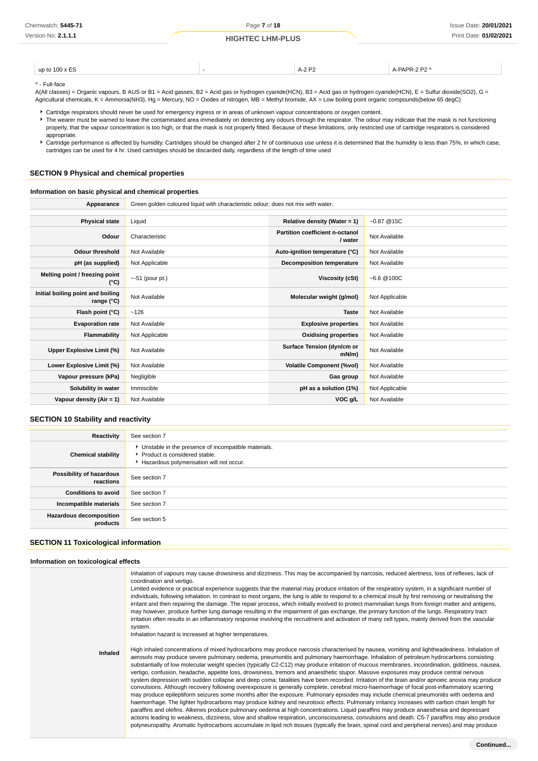| | | | |
|---|---|---|---|
| up to 100 x ES | - | A-2 P2 | A-PAPR-2 P2 ^ |

^ - Full-face

A(All classes) = Organic vapours, B AUS or B1 = Acid gasses, B2 = Acid gas or hydrogen cyanide(HCN), B3 = Acid gas or hydrogen cyanide(HCN), E = Sulfur dioxide(SO2), G = Agricultural chemicals, K = Ammonia(NH3), Hg = Mercury, NO = Oxides of nitrogen, MB = Methyl bromide, AX = Low boiling point organic compounds(below 65 degC)

- Cartridge respirators should never be used for emergency ingress or in areas of unknown vapour concentrations or oxygen content.
- The wearer must be warned to leave the contaminated area immediately on detecting any odours through the respirator. The odour may indicate that the mask is not functioning properly, that the vapour concentration is too high, or that the mask is not properly fitted. Because of these limitations, only restricted use of cartridge respirators is considered appropriate.
- Cartridge performance is affected by humidity. Cartridges should be changed after 2 hr of continuous use unless it is determined that the humidity is less than 75%, in which case, cartridges can be used for 4 hr. Used cartridges should be discarded daily, regardless of the length of time used

## SECTION 9 Physical and chemical properties

### Information on basic physical and chemical properties

| | | | |
|---|---|---|---|
| **Appearance** | Green golden coloured liquid with characteristic odour; does not mix with water. | | |
| **Physical state** | Liquid | **Relative density (Water = 1)** | ~0.87 @15C |
| **Odour** | Characteristic | **Partition coefficient n-octanol / water** | Not Available |
| **Odour threshold** | Not Available | **Auto-ignition temperature (°C)** | Not Available |
| **pH (as supplied)** | Not Applicable | **Decomposition temperature** | Not Available |
| **Melting point / freezing point (°C)** | ~-51 (pour pt.) | **Viscosity (cSt)** | ~6.6 @100C |
| **Initial boiling point and boiling range (°C)** | Not Available | **Molecular weight (g/mol)** | Not Applicable |
| **Flash point (°C)** | ~126 | **Taste** | Not Available |
| **Evaporation rate** | Not Available | **Explosive properties** | Not Available |
| **Flammability** | Not Applicable | **Oxidising properties** | Not Available |
| **Upper Explosive Limit (%)** | Not Available | **Surface Tension (dyn/cm or mN/m)** | Not Available |
| **Lower Explosive Limit (%)** | Not Available | **Volatile Component (%vol)** | Not Available |
| **Vapour pressure (kPa)** | Negligible | **Gas group** | Not Available |
| **Solubility in water** | Immiscible | **pH as a solution (1%)** | Not Applicable |
| **Vapour density (Air = 1)** | Not Available | **VOC g/L** | Not Available |

## SECTION 10 Stability and reactivity

| | |
|---|---|
| **Reactivity** | See section 7 |
| **Chemical stability** | - Unstable in the presence of incompatible materials.<br>- Product is considered stable.<br>- Hazardous polymerisation will not occur. |
| **Possibility of hazardous reactions** | See section 7 |
| **Conditions to avoid** | See section 7 |
| **Incompatible materials** | See section 7 |
| **Hazardous decomposition products** | See section 5 |

## SECTION 11 Toxicological information

### Information on toxicological effects

| | |
|---|---|
| **Inhaled** | Inhalation of vapours may cause drowsiness and dizziness. This may be accompanied by narcosis, reduced alertness, loss of reflexes, lack of coordination and vertigo.<br>Limited evidence or practical experience suggests that the material may produce irritation of the respiratory system, in a significant number of individuals, following inhalation. In contrast to most organs, the lung is able to respond to a chemical insult by first removing or neutralising the irritant and then repairing the damage. The repair process, which initially evolved to protect mammalian lungs from foreign matter and antigens, may however, produce further lung damage resulting in the impairment of gas exchange, the primary function of the lungs. Respiratory tract irritation often results in an inflammatory response involving the recruitment and activation of many cell types, mainly derived from the vascular system.<br>Inhalation hazard is increased at higher temperatures.<br><br>High inhaled concentrations of mixed hydrocarbons may produce narcosis characterised by nausea, vomiting and lightheadedness. Inhalation of aerosols may produce severe pulmonary oedema, pneumonitis and pulmonary haemorrhage. Inhalation of petroleum hydrocarbons consisting substantially of low molecular weight species (typically C2-C12) may produce irritation of mucous membranes, incoordination, giddiness, nausea, vertigo, confusion, headache, appetite loss, drowsiness, tremors and anaesthetic stupor. Massive exposures may produce central nervous system depression with sudden collapse and deep coma; fatalities have been recorded. Irritation of the brain and/or apnoeic anoxia may produce convulsions. Although recovery following overexposure is generally complete, cerebral micro-haemorrhage of focal post-inflammatory scarring may produce epileptiform seizures some months after the exposure. Pulmonary episodes may include chemical pneumonitis with oedema and haemorrhage. The lighter hydrocarbons may produce kidney and neurotoxic effects. Pulmonary irritancy increases with carbon chain length for paraffins and olefins. Alkenes produce pulmonary oedema at high concentrations. Liquid paraffins may produce anaesthesia and depressant actions leading to weakness, dizziness, slow and shallow respiration, unconsciousness, convulsions and death. C5-7 paraffins may also produce polyneuropathy. Aromatic hydrocarbons accumulate in lipid rich tissues (typically the brain, spinal cord and peripheral nerves) and may produce |

Continued...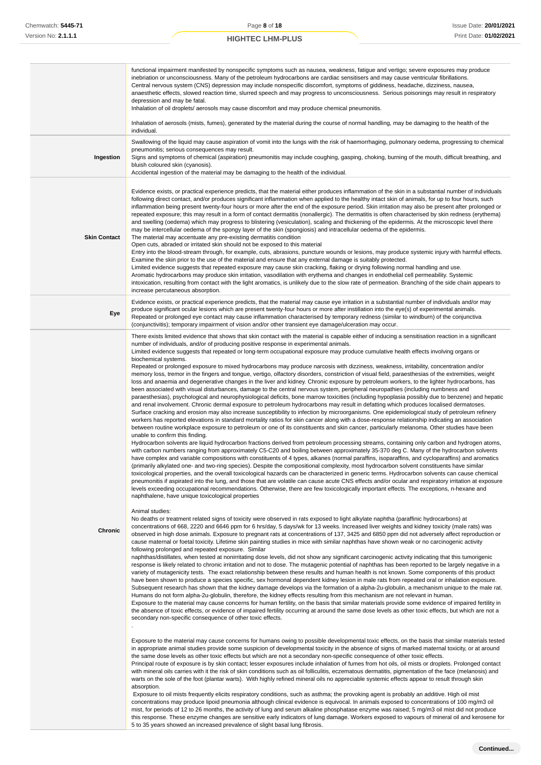| | |
|---|---|
| | functional impairment manifested by nonspecific symptoms such as nausea, weakness, fatigue and vertigo; severe exposures may produce inebriation or unconsciousness. Many of the petroleum hydrocarbons are cardiac sensitisers and may cause ventricular fibrillations.<br>Central nervous system (CNS) depression may include nonspecific discomfort, symptoms of giddiness, headache, dizziness, nausea, anaesthetic effects, slowed reaction time, slurred speech and may progress to unconsciousness. Serious poisonings may result in respiratory depression and may be fatal.<br>Inhalation of oil droplets/ aerosols may cause discomfort and may produce chemical pneumonitis.<br><br>Inhalation of aerosols (mists, fumes), generated by the material during the course of normal handling, may be damaging to the health of the individual. |
| **Ingestion** | Swallowing of the liquid may cause aspiration of vomit into the lungs with the risk of haemorrhaging, pulmonary oedema, progressing to chemical pneumonitis; serious consequences may result.<br>Signs and symptoms of chemical (aspiration) pneumonitis may include coughing, gasping, choking, burning of the mouth, difficult breathing, and bluish coloured skin (cyanosis).<br>Accidental ingestion of the material may be damaging to the health of the individual. |
| **Skin Contact** | Evidence exists, or practical experience predicts, that the material either produces inflammation of the skin in a substantial number of individuals following direct contact, and/or produces significant inflammation when applied to the healthy intact skin of animals, for up to four hours, such inflammation being present twenty-four hours or more after the end of the exposure period. Skin irritation may also be present after prolonged or repeated exposure; this may result in a form of contact dermatitis (nonallergic). The dermatitis is often characterised by skin redness (erythema) and swelling (oedema) which may progress to blistering (vesiculation), scaling and thickening of the epidermis. At the microscopic level there may be intercellular oedema of the spongy layer of the skin (spongiosis) and intracellular oedema of the epidermis.<br>The material may accentuate any pre-existing dermatitis condition<br>Open cuts, abraded or irritated skin should not be exposed to this material<br>Entry into the blood-stream through, for example, cuts, abrasions, puncture wounds or lesions, may produce systemic injury with harmful effects. Examine the skin prior to the use of the material and ensure that any external damage is suitably protected.<br>Limited evidence suggests that repeated exposure may cause skin cracking, flaking or drying following normal handling and use.<br>Aromatic hydrocarbons may produce skin irritation, vasodilation with erythema and changes in endothelial cell permeability. Systemic intoxication, resulting from contact with the light aromatics, is unlikely due to the slow rate of permeation. Branching of the side chain appears to increase percutaneous absorption. |
| **Eye** | Evidence exists, or practical experience predicts, that the material may cause eye irritation in a substantial number of individuals and/or may produce significant ocular lesions which are present twenty-four hours or more after instillation into the eye(s) of experimental animals.<br>Repeated or prolonged eye contact may cause inflammation characterised by temporary redness (similar to windburn) of the conjunctiva (conjunctivitis); temporary impairment of vision and/or other transient eye damage/ulceration may occur. |
| **Chronic** | There exists limited evidence that shows that skin contact with the material is capable either of inducing a sensitisation reaction in a significant number of individuals, and/or of producing positive response in experimental animals.<br>Limited evidence suggests that repeated or long-term occupational exposure may produce cumulative health effects involving organs or biochemical systems.<br>Repeated or prolonged exposure to mixed hydrocarbons may produce narcosis with dizziness, weakness, irritability, concentration and/or memory loss, tremor in the fingers and tongue, vertigo, olfactory disorders, constriction of visual field, paraesthesias of the extremities, weight loss and anaemia and degenerative changes in the liver and kidney. Chronic exposure by petroleum workers, to the lighter hydrocarbons, has been associated with visual disturbances, damage to the central nervous system, peripheral neuropathies (including numbness and paraesthesias), psychological and neurophysiological deficits, bone marrow toxicities (including hypoplasia possibly due to benzene) and hepatic and renal involvement. Chronic dermal exposure to petroleum hydrocarbons may result in defatting which produces localised dermatoses. Surface cracking and erosion may also increase susceptibility to infection by microorganisms. One epidemiological study of petroleum refinery workers has reported elevations in standard mortality ratios for skin cancer along with a dose-response relationship indicating an association between routine workplace exposure to petroleum or one of its constituents and skin cancer, particularly melanoma. Other studies have been unable to confirm this finding.<br>Hydrocarbon solvents are liquid hydrocarbon fractions derived from petroleum processing streams, containing only carbon and hydrogen atoms, with carbon numbers ranging from approximately C5-C20 and boiling between approximately 35-370 deg C. Many of the hydrocarbon solvents have complex and variable compositions with constituents of 4 types, alkanes (normal paraffins, isoparaffins, and cycloparaffins) and aromatics (primarily alkylated one- and two-ring species). Despite the compositional complexity, most hydrocarbon solvent constituents have similar toxicological properties, and the overall toxicological hazards can be characterized in generic terms. Hydrocarbon solvents can cause chemical pneumonitis if aspirated into the lung, and those that are volatile can cause acute CNS effects and/or ocular and respiratory irritation at exposure levels exceeding occupational recommendations. Otherwise, there are few toxicologically important effects. The exceptions, n-hexane and naphthalene, have unique toxicological properties<br><br>Animal studies:<br>No deaths or treatment related signs of toxicity were observed in rats exposed to light alkylate naphtha (paraffinic hydrocarbons) at concentrations of 668, 2220 and 6646 ppm for 6 hrs/day, 5 days/wk for 13 weeks. Increased liver weights and kidney toxicity (male rats) was observed in high dose animals. Exposure to pregnant rats at concentrations of 137, 3425 and 6850 ppm did not adversely affect reproduction or cause maternal or foetal toxicity. Lifetime skin painting studies in mice with similar naphthas have shown weak or no carcinogenic activity following prolonged and repeated exposure. Similar<br>naphthas/distillates, when tested at nonirritating dose levels, did not show any significant carcinogenic activity indicating that this tumorigenic response is likely related to chronic irritation and not to dose. The mutagenic potential of naphthas has been reported to be largely negative in a variety of mutagenicity tests. The exact relationship between these results and human health is not known. Some components of this product have been shown to produce a species specific, sex hormonal dependent kidney lesion in male rats from repeated oral or inhalation exposure. Subsequent research has shown that the kidney damage develops via the formation of a alpha-2u-globulin, a mechanism unique to the male rat. Humans do not form alpha-2u-globulin, therefore, the kidney effects resulting from this mechanism are not relevant in human.<br>Exposure to the material may cause concerns for human fertility, on the basis that similar materials provide some evidence of impaired fertility in the absence of toxic effects, or evidence of impaired fertility occurring at around the same dose levels as other toxic effects, but which are not a secondary non-specific consequence of other toxic effects.<br>.<br><br>Exposure to the material may cause concerns for humans owing to possible developmental toxic effects, on the basis that similar materials tested in appropriate animal studies provide some suspicion of developmental toxicity in the absence of signs of marked maternal toxicity, or at around the same dose levels as other toxic effects but which are not a secondary non-specific consequence of other toxic effects.<br>Principal route of exposure is by skin contact; lesser exposures include inhalation of fumes from hot oils, oil mists or droplets. Prolonged contact with mineral oils carries with it the risk of skin conditions such as oil folliculitis, eczematous dermatitis, pigmentation of the face (melanosis) and warts on the sole of the foot (plantar warts). With highly refined mineral oils no appreciable systemic effects appear to result through skin absorption.<br>Exposure to oil mists frequently elicits respiratory conditions, such as asthma; the provoking agent is probably an additive. High oil mist concentrations may produce lipoid pneumonia although clinical evidence is equivocal. In animals exposed to concentrations of 100 mg/m3 oil mist, for periods of 12 to 26 months, the activity of lung and serum alkaline phosphatase enzyme was raised; 5 mg/m3 oil mist did not produce this response. These enzyme changes are sensitive early indicators of lung damage. Workers exposed to vapours of mineral oil and kerosene for 5 to 35 years showed an increased prevalence of slight basal lung fibrosis. |

**Continued...**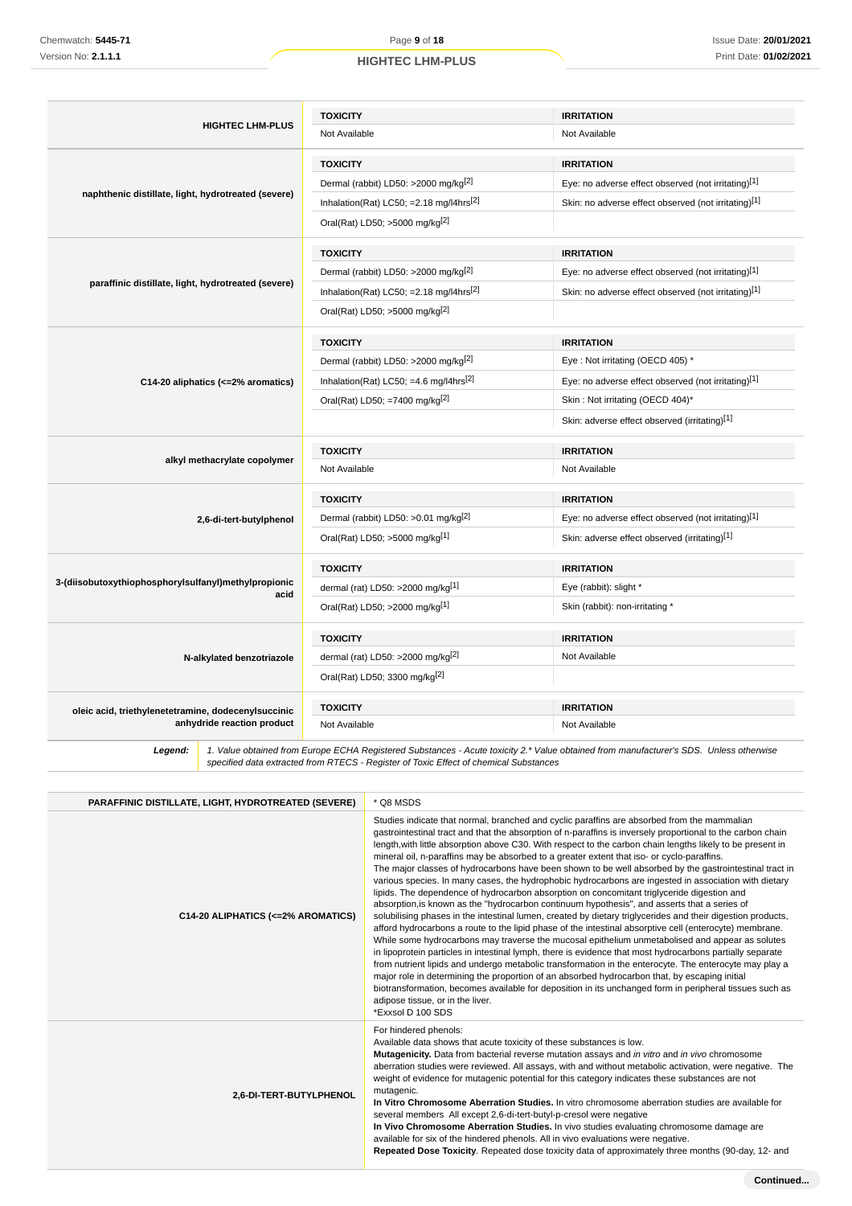| | TOXICITY | IRRITATION |
|---|---|---|
| **HIGHTEC LHM-PLUS** | Not Available | Not Available |
| **naphthenic distillate, light, hydrotreated (severe)** | **TOXICITY** | **IRRITATION** |
| | Dermal (rabbit) LD50: >2000 mg/kg[2] | Eye: no adverse effect observed (not irritating)[1] |
| | Inhalation(Rat) LC50; =2.18 mg/l4hrs[2] | Skin: no adverse effect observed (not irritating)[1] |
| | Oral(Rat) LD50; >5000 mg/kg[2] | |
| **paraffinic distillate, light, hydrotreated (severe)** | **TOXICITY** | **IRRITATION** |
| | Dermal (rabbit) LD50: >2000 mg/kg[2] | Eye: no adverse effect observed (not irritating)[1] |
| | Inhalation(Rat) LC50; =2.18 mg/l4hrs[2] | Skin: no adverse effect observed (not irritating)[1] |
| | Oral(Rat) LD50; >5000 mg/kg[2] | |
| **C14-20 aliphatics (<=2% aromatics)** | **TOXICITY** | **IRRITATION** |
| | Dermal (rabbit) LD50: >2000 mg/kg[2] | Eye : Not irritating (OECD 405) * |
| | Inhalation(Rat) LC50; =4.6 mg/l4hrs[2] | Eye: no adverse effect observed (not irritating)[1] |
| | Oral(Rat) LD50; =7400 mg/kg[2] | Skin : Not irritating (OECD 404)* |
| | | Skin: adverse effect observed (irritating)[1] |
| **alkyl methacrylate copolymer** | **TOXICITY** | **IRRITATION** |
| | Not Available | Not Available |
| **2,6-di-tert-butylphenol** | **TOXICITY** | **IRRITATION** |
| | Dermal (rabbit) LD50: >0.01 mg/kg[2] | Eye: no adverse effect observed (not irritating)[1] |
| | Oral(Rat) LD50; >5000 mg/kg[1] | Skin: adverse effect observed (irritating)[1] |
| **3-(diisobutoxythiophosphorylsulfanyl)methylpropionic acid** | **TOXICITY** | **IRRITATION** |
| | dermal (rat) LD50: >2000 mg/kg[1] | Eye (rabbit): slight * |
| | Oral(Rat) LD50; >2000 mg/kg[1] | Skin (rabbit): non-irritating * |
| **N-alkylated benzotriazole** | **TOXICITY** | **IRRITATION** |
| | dermal (rat) LD50: >2000 mg/kg[2] | Not Available |
| | Oral(Rat) LD50; 3300 mg/kg[2] | |
| **oleic acid, triethylenetetramine, dodecenylsuccinic anhydride reaction product** | **TOXICITY** | **IRRITATION** |
| | Not Available | Not Available |

**Legend:** *1. Value obtained from Europe ECHA Registered Substances - Acute toxicity 2.* Value obtained from manufacturer's SDS. Unless otherwise specified data extracted from RTECS - Register of Toxic Effect of chemical Substances*

| | |
|---|---|
| **PARAFFINIC DISTILLATE, LIGHT, HYDROTREATED (SEVERE)** | * Q8 MSDS |
| **C14-20 ALIPHATICS (<=2% AROMATICS)** | Studies indicate that normal, branched and cyclic paraffins are absorbed from the mammalian gastrointestinal tract and that the absorption of n-paraffins is inversely proportional to the carbon chain length,with little absorption above C30. With respect to the carbon chain lengths likely to be present in mineral oil, n-paraffins may be absorbed to a greater extent that iso- or cyclo-paraffins.<br>The major classes of hydrocarbons have been shown to be well absorbed by the gastrointestinal tract in various species. In many cases, the hydrophobic hydrocarbons are ingested in association with dietary lipids. The dependence of hydrocarbon absorption on concomitant triglyceride digestion and absorption,is known as the "hydrocarbon continuum hypothesis", and asserts that a series of solubilising phases in the intestinal lumen, created by dietary triglycerides and their digestion products, afford hydrocarbons a route to the lipid phase of the intestinal absorptive cell (enterocyte) membrane. While some hydrocarbons may traverse the mucosal epithelium unmetabolised and appear as solutes in lipoprotein particles in intestinal lymph, there is evidence that most hydrocarbons partially separate from nutrient lipids and undergo metabolic transformation in the enterocyte. The enterocyte may play a major role in determining the proportion of an absorbed hydrocarbon that, by escaping initial biotransformation, becomes available for deposition in its unchanged form in peripheral tissues such as adipose tissue, or in the liver.<br>*Exxsol D 100 SDS |
| **2,6-DI-TERT-BUTYLPHENOL** | For hindered phenols:<br>Available data shows that acute toxicity of these substances is low.<br>**Mutagenicity.** Data from bacterial reverse mutation assays and *in vitro* and *in vivo* chromosome aberration studies were reviewed. All assays, with and without metabolic activation, were negative. The weight of evidence for mutagenic potential for this category indicates these substances are not mutagenic.<br>**In Vitro Chromosome Aberration Studies.** In vitro chromosome aberration studies are available for several members All except 2,6-di-tert-butyl-p-cresol were negative<br>**In Vivo Chromosome Aberration Studies.** In vivo studies evaluating chromosome damage are available for six of the hindered phenols. All in vivo evaluations were negative.<br>**Repeated Dose Toxicity**. Repeated dose toxicity data of approximately three months (90-day, 12- and |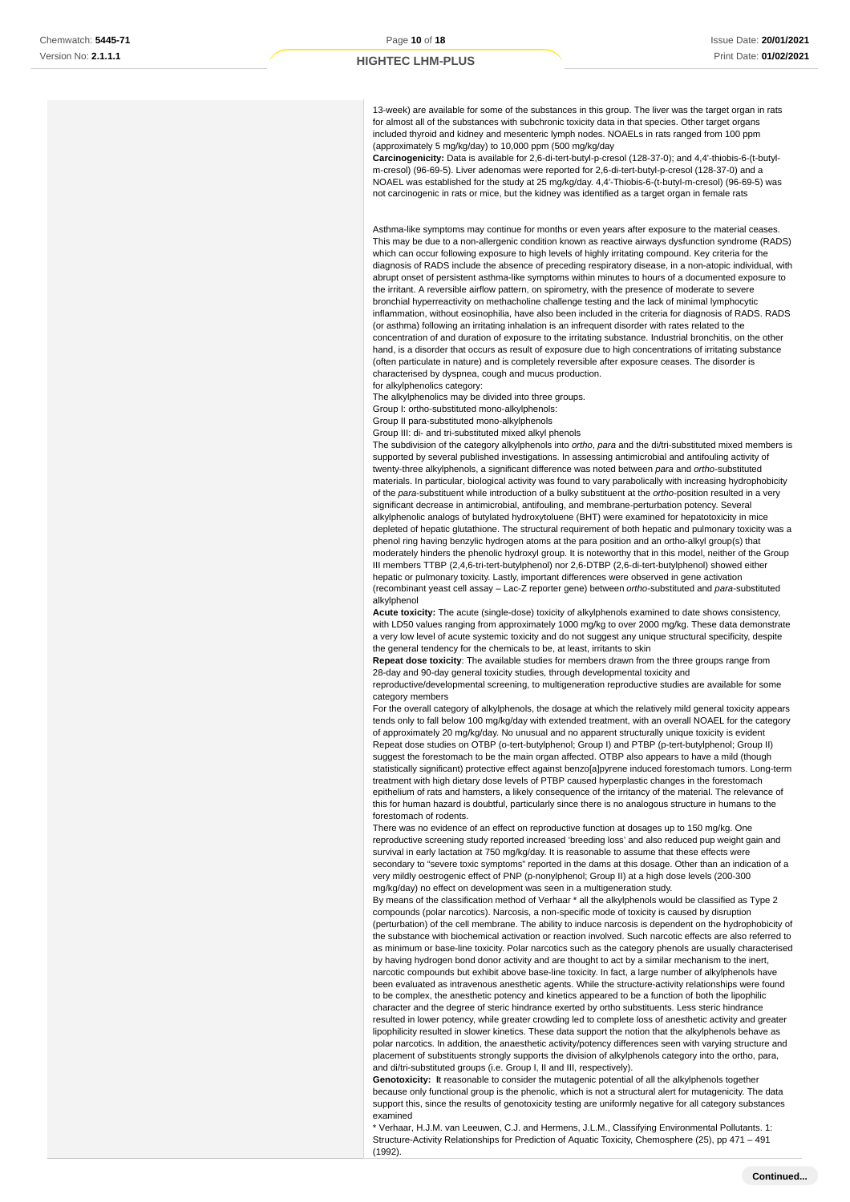13-week) are available for some of the substances in this group. The liver was the target organ in rats for almost all of the substances with subchronic toxicity data in that species. Other target organs included thyroid and kidney and mesenteric lymph nodes. NOAELs in rats ranged from 100 ppm (approximately 5 mg/kg/day) to 10,000 ppm (500 mg/kg/day

**Carcinogenicity:** Data is available for 2,6-di-tert-butyl-p-cresol (128-37-0); and 4,4'-thiobis-6-(t-butyl-m-cresol) (96-69-5). Liver adenomas were reported for 2,6-di-tert-butyl-p-cresol (128-37-0) and a NOAEL was established for the study at 25 mg/kg/day. 4,4'-Thiobis-6-(t-butyl-m-cresol) (96-69-5) was not carcinogenic in rats or mice, but the kidney was identified as a target organ in female rats

Asthma-like symptoms may continue for months or even years after exposure to the material ceases. This may be due to a non-allergenic condition known as reactive airways dysfunction syndrome (RADS) which can occur following exposure to high levels of highly irritating compound. Key criteria for the diagnosis of RADS include the absence of preceding respiratory disease, in a non-atopic individual, with abrupt onset of persistent asthma-like symptoms within minutes to hours of a documented exposure to the irritant. A reversible airflow pattern, on spirometry, with the presence of moderate to severe bronchial hyperreactivity on methacholine challenge testing and the lack of minimal lymphocytic inflammation, without eosinophilia, have also been included in the criteria for diagnosis of RADS. RADS (or asthma) following an irritating inhalation is an infrequent disorder with rates related to the concentration of and duration of exposure to the irritating substance. Industrial bronchitis, on the other hand, is a disorder that occurs as result of exposure due to high concentrations of irritating substance (often particulate in nature) and is completely reversible after exposure ceases. The disorder is characterised by dyspnea, cough and mucus production.

for alkylphenolics category:

The alkylphenolics may be divided into three groups.

Group I: ortho-substituted mono-alkylphenols:

Group II para-substituted mono-alkylphenols

Group III: di- and tri-substituted mixed alkyl phenols

The subdivision of the category alkylphenols into *ortho*, *para* and the di/tri-substituted mixed members is supported by several published investigations. In assessing antimicrobial and antifouling activity of twenty-three alkylphenols, a significant difference was noted between *para* and *ortho*-substituted materials. In particular, biological activity was found to vary parabolically with increasing hydrophobicity of the *para*-substituent while introduction of a bulky substituent at the *ortho*-position resulted in a very significant decrease in antimicrobial, antifouling, and membrane-perturbation potency. Several alkylphenolic analogs of butylated hydroxytoluene (BHT) were examined for hepatotoxicity in mice depleted of hepatic glutathione. The structural requirement of both hepatic and pulmonary toxicity was a phenol ring having benzylic hydrogen atoms at the para position and an ortho-alkyl group(s) that moderately hinders the phenolic hydroxyl group. It is noteworthy that in this model, neither of the Group III members TTBP (2,4,6-tri-tert-butylphenol) nor 2,6-DTBP (2,6-di-tert-butylphenol) showed either hepatic or pulmonary toxicity. Lastly, important differences were observed in gene activation (recombinant yeast cell assay – Lac-Z reporter gene) between *ortho*-substituted and *para*-substituted alkylphenol

**Acute toxicity:** The acute (single-dose) toxicity of alkylphenols examined to date shows consistency, with LD50 values ranging from approximately 1000 mg/kg to over 2000 mg/kg. These data demonstrate a very low level of acute systemic toxicity and do not suggest any unique structural specificity, despite the general tendency for the chemicals to be, at least, irritants to skin

**Repeat dose toxicity**: The available studies for members drawn from the three groups range from 28-day and 90-day general toxicity studies, through developmental toxicity and reproductive/developmental screening, to multigeneration reproductive studies are available for some category members

For the overall category of alkylphenols, the dosage at which the relatively mild general toxicity appears tends only to fall below 100 mg/kg/day with extended treatment, with an overall NOAEL for the category of approximately 20 mg/kg/day. No unusual and no apparent structurally unique toxicity is evident Repeat dose studies on OTBP (o-tert-butylphenol; Group I) and PTBP (p-tert-butylphenol; Group II) suggest the forestomach to be the main organ affected. OTBP also appears to have a mild (though statistically significant) protective effect against benzo[a]pyrene induced forestomach tumors. Long-term treatment with high dietary dose levels of PTBP caused hyperplastic changes in the forestomach epithelium of rats and hamsters, a likely consequence of the irritancy of the material. The relevance of this for human hazard is doubtful, particularly since there is no analogous structure in humans to the forestomach of rodents.

There was no evidence of an effect on reproductive function at dosages up to 150 mg/kg. One reproductive screening study reported increased 'breeding loss' and also reduced pup weight gain and survival in early lactation at 750 mg/kg/day. It is reasonable to assume that these effects were secondary to "severe toxic symptoms" reported in the dams at this dosage. Other than an indication of a very mildly oestrogenic effect of PNP (p-nonylphenol; Group II) at a high dose levels (200-300 mg/kg/day) no effect on development was seen in a multigeneration study.

By means of the classification method of Verhaar * all the alkylphenols would be classified as Type 2 compounds (polar narcotics). Narcosis, a non-specific mode of toxicity is caused by disruption (perturbation) of the cell membrane. The ability to induce narcosis is dependent on the hydrophobicity of the substance with biochemical activation or reaction involved. Such narcotic effects are also referred to as minimum or base-line toxicity. Polar narcotics such as the category phenols are usually characterised by having hydrogen bond donor activity and are thought to act by a similar mechanism to the inert, narcotic compounds but exhibit above base-line toxicity. In fact, a large number of alkylphenols have been evaluated as intravenous anesthetic agents. While the structure-activity relationships were found to be complex, the anesthetic potency and kinetics appeared to be a function of both the lipophilic character and the degree of steric hindrance exerted by ortho substituents. Less steric hindrance resulted in lower potency, while greater crowding led to complete loss of anesthetic activity and greater lipophilicity resulted in slower kinetics. These data support the notion that the alkylphenols behave as polar narcotics. In addition, the anaesthetic activity/potency differences seen with varying structure and placement of substituents strongly supports the division of alkylphenols category into the ortho, para, and di/tri-substituted groups (i.e. Group I, II and III, respectively).

**Genotoxicity:** It reasonable to consider the mutagenic potential of all the alkylphenols together because only functional group is the phenolic, which is not a structural alert for mutagenicity. The data support this, since the results of genotoxicity testing are uniformly negative for all category substances examined

* Verhaar, H.J.M. van Leeuwen, C.J. and Hermens, J.L.M., Classifying Environmental Pollutants. 1: Structure-Activity Relationships for Prediction of Aquatic Toxicity, Chemosphere (25), pp 471 – 491 (1992).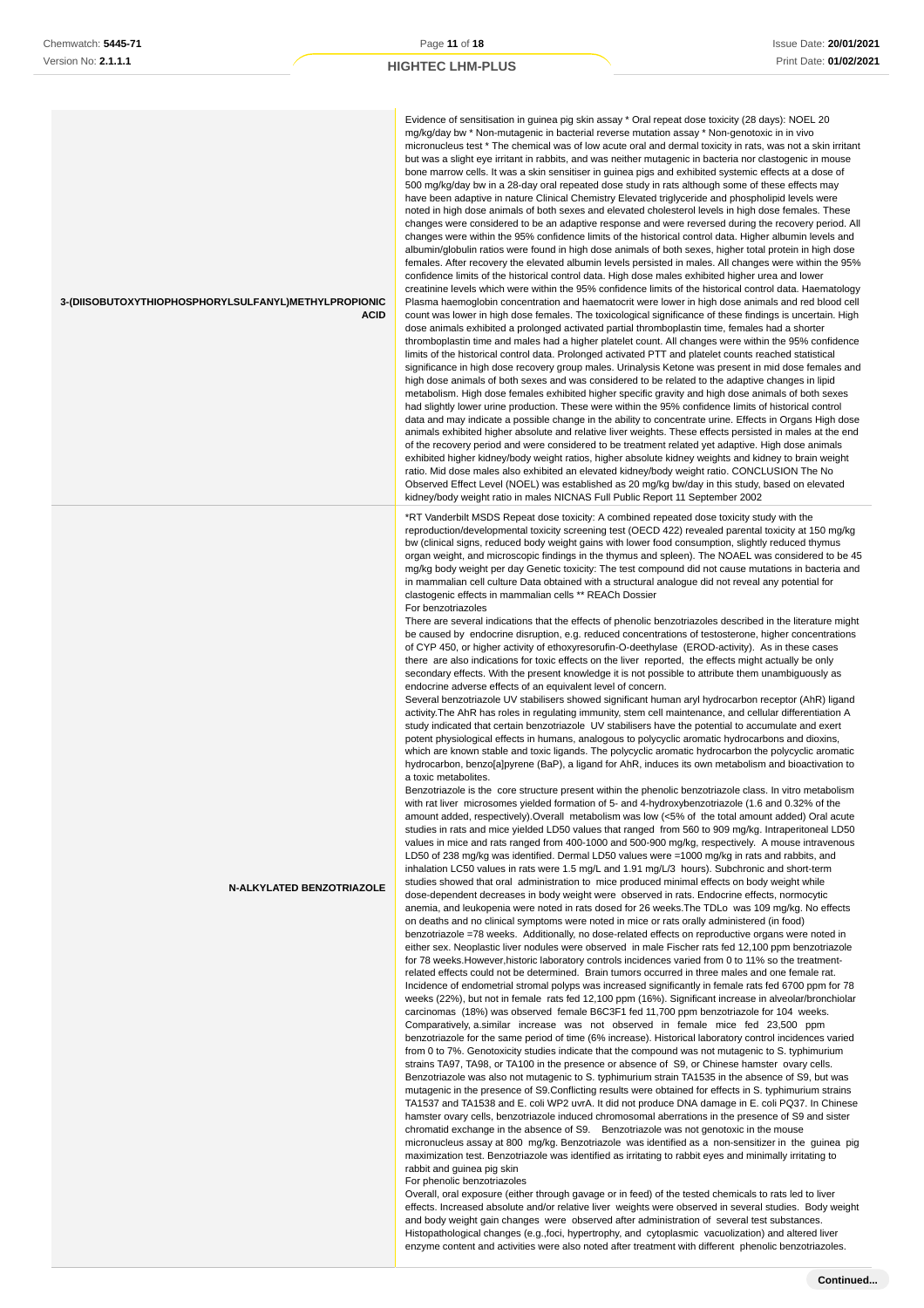| | |
|---|---|
| **3-(DIISOBUTOXYTHIOPHOSPHORYLSULFANYL)METHYLPROPIONIC ACID** | Evidence of sensitisation in guinea pig skin assay * Oral repeat dose toxicity (28 days): NOEL 20 mg/kg/day bw * Non-mutagenic in bacterial reverse mutation assay * Non-genotoxic in in vivo micronucleus test * The chemical was of low acute oral and dermal toxicity in rats, was not a skin irritant but was a slight eye irritant in rabbits, and was neither mutagenic in bacteria nor clastogenic in mouse bone marrow cells. It was a skin sensitiser in guinea pigs and exhibited systemic effects at a dose of 500 mg/kg/day bw in a 28-day oral repeated dose study in rats although some of these effects may have been adaptive in nature Clinical Chemistry Elevated triglyceride and phospholipid levels were noted in high dose animals of both sexes and elevated cholesterol levels in high dose females. These changes were considered to be an adaptive response and were reversed during the recovery period. All changes were within the 95% confidence limits of the historical control data. Higher albumin levels and albumin/globulin ratios were found in high dose animals of both sexes, higher total protein in high dose females. After recovery the elevated albumin levels persisted in males. All changes were within the 95% confidence limits of the historical control data. High dose males exhibited higher urea and lower creatinine levels which were within the 95% confidence limits of the historical control data. Haematology Plasma haemoglobin concentration and haematocrit were lower in high dose animals and red blood cell count was lower in high dose females. The toxicological significance of these findings is uncertain. High dose animals exhibited a prolonged activated partial thromboplastin time, females had a shorter thromboplastin time and males had a higher platelet count. All changes were within the 95% confidence limits of the historical control data. Prolonged activated PTT and platelet counts reached statistical significance in high dose recovery group males. Urinalysis Ketone was present in mid dose females and high dose animals of both sexes and was considered to be related to the adaptive changes in lipid metabolism. High dose females exhibited higher specific gravity and high dose animals of both sexes had slightly lower urine production. These were within the 95% confidence limits of historical control data and may indicate a possible change in the ability to concentrate urine. Effects in Organs High dose animals exhibited higher absolute and relative liver weights. These effects persisted in males at the end of the recovery period and were considered to be treatment related yet adaptive. High dose animals exhibited higher kidney/body weight ratios, higher absolute kidney weights and kidney to brain weight ratio. Mid dose males also exhibited an elevated kidney/body weight ratio. CONCLUSION The No Observed Effect Level (NOEL) was established as 20 mg/kg bw/day in this study, based on elevated kidney/body weight ratio in males NICNAS Full Public Report 11 September 2002 |
| **N-ALKYLATED BENZOTRIAZOLE** | *RT Vanderbilt MSDS Repeat dose toxicity: A combined repeated dose toxicity study with the reproduction/developmental toxicity screening test (OECD 422) revealed parental toxicity at 150 mg/kg bw (clinical signs, reduced body weight gains with lower food consumption, slightly reduced thymus organ weight, and microscopic findings in the thymus and spleen). The NOAEL was considered to be 45 mg/kg body weight per day Genetic toxicity: The test compound did not cause mutations in bacteria and in mammalian cell culture Data obtained with a structural analogue did not reveal any potential for clastogenic effects in mammalian cells ** REACh Dossier<br>For benzotriazoles<br>There are several indications that the effects of phenolic benzotriazoles described in the literature might be caused by endocrine disruption, e.g. reduced concentrations of testosterone, higher concentrations of CYP 450, or higher activity of ethoxyresorufin-O-deethylase (EROD-activity). As in these cases there are also indications for toxic effects on the liver reported, the effects might actually be only secondary effects. With the present knowledge it is not possible to attribute them unambiguously as endocrine adverse effects of an equivalent level of concern.<br>Several benzotriazole UV stabilisers showed significant human aryl hydrocarbon receptor (AhR) ligand activity.The AhR has roles in regulating immunity, stem cell maintenance, and cellular differentiation A study indicated that certain benzotriazole UV stabilisers have the potential to accumulate and exert potent physiological effects in humans, analogous to polycyclic aromatic hydrocarbons and dioxins, which are known stable and toxic ligands. The polycyclic aromatic hydrocarbon the polycyclic aromatic hydrocarbon, benzo[a]pyrene (BaP), a ligand for AhR, induces its own metabolism and bioactivation to a toxic metabolites.<br>Benzotriazole is the core structure present within the phenolic benzotriazole class. In vitro metabolism with rat liver microsomes yielded formation of 5- and 4-hydroxybenzotriazole (1.6 and 0.32% of the amount added, respectively).Overall metabolism was low (<5% of the total amount added) Oral acute studies in rats and mice yielded LD50 values that ranged from 560 to 909 mg/kg. Intraperitoneal LD50 values in mice and rats ranged from 400-1000 and 500-900 mg/kg, respectively. A mouse intravenous LD50 of 238 mg/kg was identified. Dermal LD50 values were =1000 mg/kg in rats and rabbits, and inhalation LC50 values in rats were 1.5 mg/L and 1.91 mg/L/3 hours). Subchronic and short-term studies showed that oral administration to mice produced minimal effects on body weight while dose-dependent decreases in body weight were observed in rats. Endocrine effects, normocytic anemia, and leukopenia were noted in rats dosed for 26 weeks.The TDLo was 109 mg/kg. No effects on deaths and no clinical symptoms were noted in mice or rats orally administered (in food) benzotriazole =78 weeks. Additionally, no dose-related effects on reproductive organs were noted in either sex. Neoplastic liver nodules were observed in male Fischer rats fed 12,100 ppm benzotriazole for 78 weeks.However,historic laboratory controls incidences varied from 0 to 11% so the treatment-related effects could not be determined. Brain tumors occurred in three males and one female rat. Incidence of endometrial stromal polyps was increased significantly in female rats fed 6700 ppm for 78 weeks (22%), but not in female rats fed 12,100 ppm (16%). Significant increase in alveolar/bronchiolar carcinomas (18%) was observed female B6C3F1 fed 11,700 ppm benzotriazole for 104 weeks. Comparatively, a.similar increase was not observed in female mice fed 23,500 ppm benzotriazole for the same period of time (6% increase). Historical laboratory control incidences varied from 0 to 7%. Genotoxicity studies indicate that the compound was not mutagenic to S. typhimurium strains TA97, TA98, or TA100 in the presence or absence of S9, or Chinese hamster ovary cells. Benzotriazole was also not mutagenic to S. typhimurium strain TA1535 in the absence of S9, but was mutagenic in the presence of S9.Conflicting results were obtained for effects in S. typhimurium strains TA1537 and TA1538 and E. coli WP2 uvrA. It did not produce DNA damage in E. coli PQ37. In Chinese hamster ovary cells, benzotriazole induced chromosomal aberrations in the presence of S9 and sister chromatid exchange in the absence of S9. Benzotriazole was not genotoxic in the mouse micronucleus assay at 800 mg/kg. Benzotriazole was identified as a non-sensitizer in the guinea pig maximization test. Benzotriazole was identified as irritating to rabbit eyes and minimally irritating to rabbit and guinea pig skin<br>For phenolic benzotriazoles<br>Overall, oral exposure (either through gavage or in feed) of the tested chemicals to rats led to liver effects. Increased absolute and/or relative liver weights were observed in several studies. Body weight and body weight gain changes were observed after administration of several test substances. Histopathological changes (e.g.,foci, hypertrophy, and cytoplasmic vacuolization) and altered liver enzyme content and activities were also noted after treatment with different phenolic benzotriazoles. |

Continued...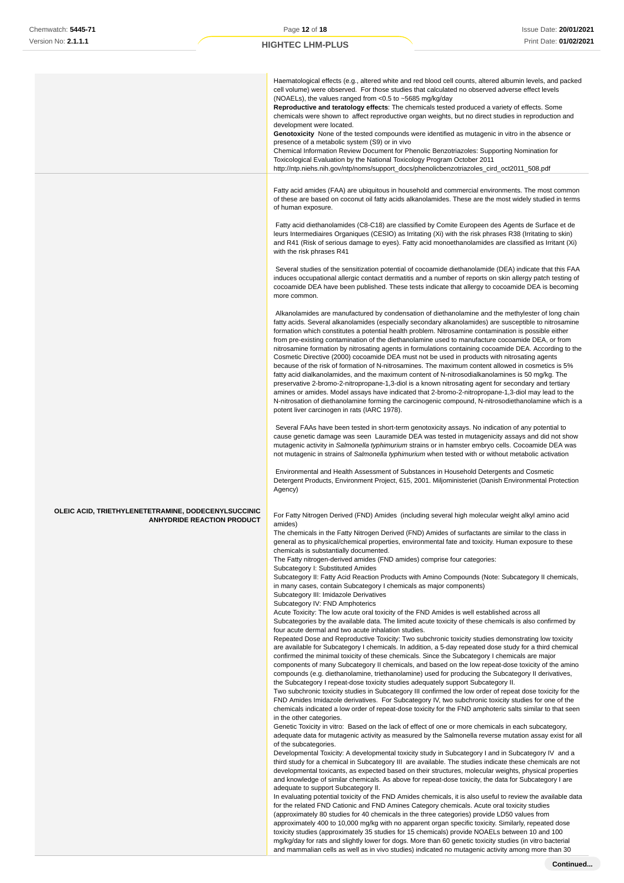| | |
|---|---|
| | Haematological effects (e.g., altered white and red blood cell counts, altered albumin levels, and packed cell volume) were observed. For those studies that calculated no observed adverse effect levels (NOAELs), the values ranged from <0.5 to ~5685 mg/kg/day<br>**Reproductive and teratology effects**: The chemicals tested produced a variety of effects. Some chemicals were shown to affect reproductive organ weights, but no direct studies in reproduction and development were located.<br>**Genotoxicity** None of the tested compounds were identified as mutagenic in vitro in the absence or presence of a metabolic system (S9) or in vivo<br>Chemical Information Review Document for Phenolic Benzotriazoles: Supporting Nomination for Toxicological Evaluation by the National Toxicology Program October 2011<br>http://ntp.niehs.nih.gov/ntp/noms/support_docs/phenolicbenzotriazoles_cird_oct2011_508.pdf |
| | Fatty acid amides (FAA) are ubiquitous in household and commercial environments. The most common of these are based on coconut oil fatty acids alkanolamides. These are the most widely studied in terms of human exposure.<br><br>Fatty acid diethanolamides (C8-C18) are classified by Comite Europeen des Agents de Surface et de leurs Intermediaires Organiques (CESIO) as Irritating (Xi) with the risk phrases R38 (Irritating to skin) and R41 (Risk of serious damage to eyes). Fatty acid monoethanolamides are classified as Irritant (Xi) with the risk phrases R41<br><br>Several studies of the sensitization potential of cocoamide diethanolamide (DEA) indicate that this FAA induces occupational allergic contact dermatitis and a number of reports on skin allergy patch testing of cocoamide DEA have been published. These tests indicate that allergy to cocoamide DEA is becoming more common.<br><br>Alkanolamides are manufactured by condensation of diethanolamine and the methylester of long chain fatty acids. Several alkanolamides (especially secondary alkanolamides) are susceptible to nitrosamine formation which constitutes a potential health problem. Nitrosamine contamination is possible either from pre-existing contamination of the diethanolamine used to manufacture cocoamide DEA, or from nitrosamine formation by nitrosating agents in formulations containing cocoamide DEA. According to the Cosmetic Directive (2000) cocoamide DEA must not be used in products with nitrosating agents because of the risk of formation of N-nitrosamines. The maximum content allowed in cosmetics is 5% fatty acid dialkanolamides, and the maximum content of N-nitrosodialkanolamines is 50 mg/kg. The preservative 2-bromo-2-nitropropane-1,3-diol is a known nitrosating agent for secondary and tertiary amines or amides. Model assays have indicated that 2-bromo-2-nitropropane-1,3-diol may lead to the N-nitrosation of diethanolamine forming the carcinogenic compound, N-nitrosodiethanolamine which is a potent liver carcinogen in rats (IARC 1978).<br><br>Several FAAs have been tested in short-term genotoxicity assays. No indication of any potential to cause genetic damage was seen Lauramide DEA was tested in mutagenicity assays and did not show mutagenic activity in *Salmonella typhimurium* strains or in hamster embryo cells. Cocoamide DEA was not mutagenic in strains of *Salmonella typhimurium* when tested with or without metabolic activation<br><br>Environmental and Health Assessment of Substances in Household Detergents and Cosmetic Detergent Products, Environment Project, 615, 2001. Miljoministeriet (Danish Environmental Protection Agency) |
| **OLEIC ACID, TRIETHYLENETETRAMINE, DODECENYLSUCCINIC ANHYDRIDE REACTION PRODUCT** | For Fatty Nitrogen Derived (FND) Amides (including several high molecular weight alkyl amino acid amides)<br>The chemicals in the Fatty Nitrogen Derived (FND) Amides of surfactants are similar to the class in general as to physical/chemical properties, environmental fate and toxicity. Human exposure to these chemicals is substantially documented.<br>The Fatty nitrogen-derived amides (FND amides) comprise four categories:<br>Subcategory I: Substituted Amides<br>Subcategory II: Fatty Acid Reaction Products with Amino Compounds (Note: Subcategory II chemicals, in many cases, contain Subcategory I chemicals as major components)<br>Subcategory III: Imidazole Derivatives<br>Subcategory IV: FND Amphoterics<br>Acute Toxicity: The low acute oral toxicity of the FND Amides is well established across all Subcategories by the available data. The limited acute toxicity of these chemicals is also confirmed by four acute dermal and two acute inhalation studies.<br>Repeated Dose and Reproductive Toxicity: Two subchronic toxicity studies demonstrating low toxicity are available for Subcategory I chemicals. In addition, a 5-day repeated dose study for a third chemical confirmed the minimal toxicity of these chemicals. Since the Subcategory I chemicals are major components of many Subcategory II chemicals, and based on the low repeat-dose toxicity of the amino compounds (e.g. diethanolamine, triethanolamine) used for producing the Subcategory II derivatives, the Subcategory I repeat-dose toxicity studies adequately support Subcategory II.<br>Two subchronic toxicity studies in Subcategory III confirmed the low order of repeat dose toxicity for the FND Amides Imidazole derivatives. For Subcategory IV, two subchronic toxicity studies for one of the chemicals indicated a low order of repeat-dose toxicity for the FND amphoteric salts similar to that seen in the other categories.<br>Genetic Toxicity in vitro: Based on the lack of effect of one or more chemicals in each subcategory, adequate data for mutagenic activity as measured by the Salmonella reverse mutation assay exist for all of the subcategories.<br>Developmental Toxicity: A developmental toxicity study in Subcategory I and in Subcategory IV and a third study for a chemical in Subcategory III are available. The studies indicate these chemicals are not developmental toxicants, as expected based on their structures, molecular weights, physical properties and knowledge of similar chemicals. As above for repeat-dose toxicity, the data for Subcategory I are adequate to support Subcategory II.<br>In evaluating potential toxicity of the FND Amides chemicals, it is also useful to review the available data for the related FND Cationic and FND Amines Category chemicals. Acute oral toxicity studies (approximately 80 studies for 40 chemicals in the three categories) provide LD50 values from approximately 400 to 10,000 mg/kg with no apparent organ specific toxicity. Similarly, repeated dose toxicity studies (approximately 35 studies for 15 chemicals) provide NOAELs between 10 and 100 mg/kg/day for rats and slightly lower for dogs. More than 60 genetic toxicity studies (in vitro bacterial and mammalian cells as well as in vivo studies) indicated no mutagenic activity among more than 30 |

**Continued...**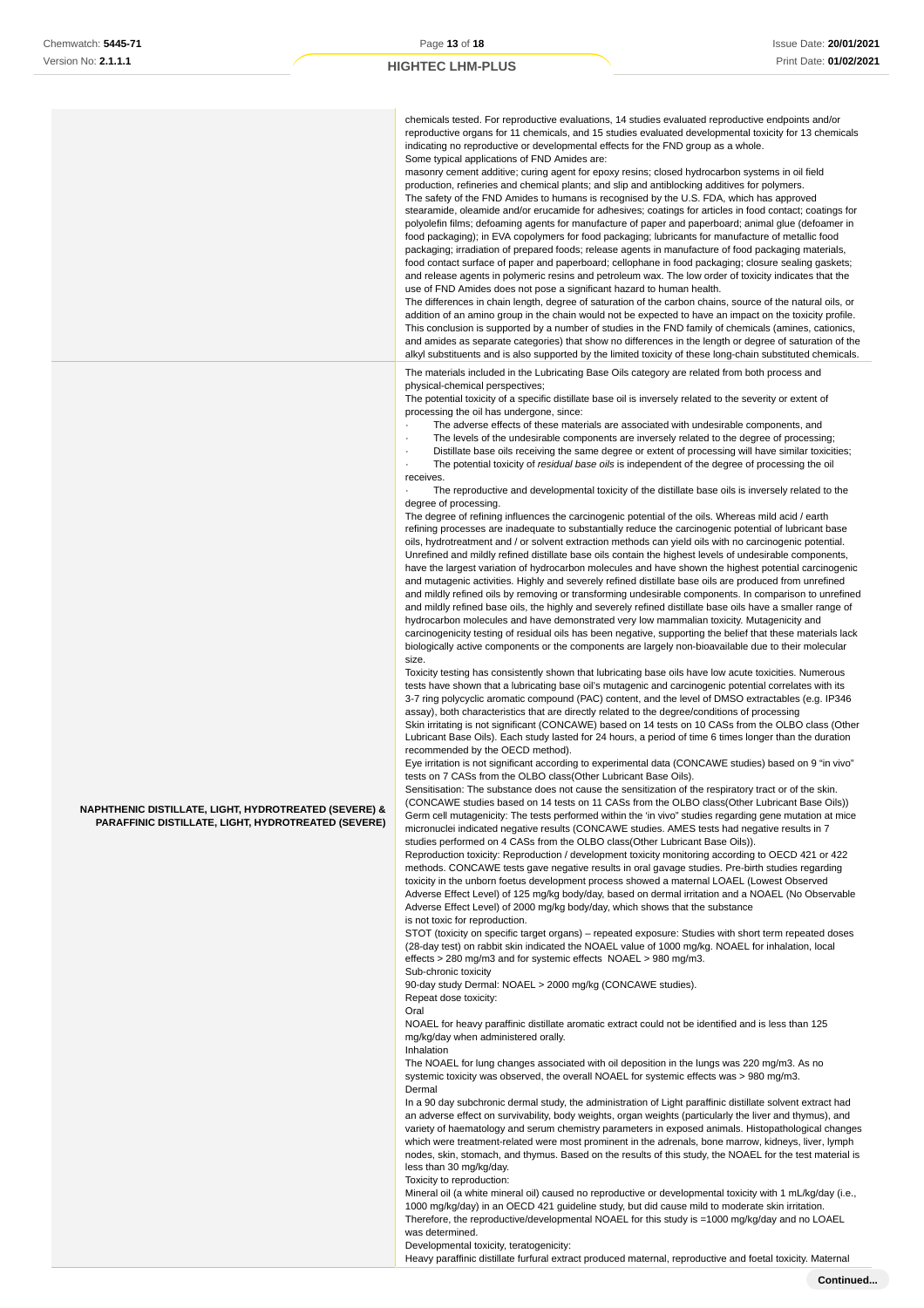| | |
|---|---|
| | chemicals tested. For reproductive evaluations, 14 studies evaluated reproductive endpoints and/or reproductive organs for 11 chemicals, and 15 studies evaluated developmental toxicity for 13 chemicals indicating no reproductive or developmental effects for the FND group as a whole.<br>Some typical applications of FND Amides are:<br>masonry cement additive; curing agent for epoxy resins; closed hydrocarbon systems in oil field production, refineries and chemical plants; and slip and antiblocking additives for polymers.<br>The safety of the FND Amides to humans is recognised by the U.S. FDA, which has approved stearamide, oleamide and/or erucamide for adhesives; coatings for articles in food contact; coatings for polyolefin films; defoaming agents for manufacture of paper and paperboard; animal glue (defoamer in food packaging); in EVA copolymers for food packaging; lubricants for manufacture of metallic food packaging; irradiation of prepared foods; release agents in manufacture of food packaging materials, food contact surface of paper and paperboard; cellophane in food packaging; closure sealing gaskets; and release agents in polymeric resins and petroleum wax. The low order of toxicity indicates that the use of FND Amides does not pose a significant hazard to human health.<br>The differences in chain length, degree of saturation of the carbon chains, source of the natural oils, or addition of an amino group in the chain would not be expected to have an impact on the toxicity profile. This conclusion is supported by a number of studies in the FND family of chemicals (amines, cationics, and amides as separate categories) that show no differences in the length or degree of saturation of the alkyl substituents and is also supported by the limited toxicity of these long-chain substituted chemicals. |
| **NAPHTHENIC DISTILLATE, LIGHT, HYDROTREATED (SEVERE) & PARAFFINIC DISTILLATE, LIGHT, HYDROTREATED (SEVERE)** | The materials included in the Lubricating Base Oils category are related from both process and physical-chemical perspectives;<br>The potential toxicity of a specific distillate base oil is inversely related to the severity or extent of processing the oil has undergone, since:<br>· The adverse effects of these materials are associated with undesirable components, and<br>· The levels of the undesirable components are inversely related to the degree of processing;<br>· Distillate base oils receiving the same degree or extent of processing will have similar toxicities;<br>· The potential toxicity of *residual base oils* is independent of the degree of processing the oil receives.<br>· The reproductive and developmental toxicity of the distillate base oils is inversely related to the degree of processing.<br>The degree of refining influences the carcinogenic potential of the oils. Whereas mild acid / earth refining processes are inadequate to substantially reduce the carcinogenic potential of lubricant base oils, hydrotreatment and / or solvent extraction methods can yield oils with no carcinogenic potential. Unrefined and mildly refined distillate base oils contain the highest levels of undesirable components, have the largest variation of hydrocarbon molecules and have shown the highest potential carcinogenic and mutagenic activities. Highly and severely refined distillate base oils are produced from unrefined and mildly refined oils by removing or transforming undesirable components. In comparison to unrefined and mildly refined base oils, the highly and severely refined distillate base oils have a smaller range of hydrocarbon molecules and have demonstrated very low mammalian toxicity. Mutagenicity and carcinogenicity testing of residual oils has been negative, supporting the belief that these materials lack biologically active components or the components are largely non-bioavailable due to their molecular size.<br>Toxicity testing has consistently shown that lubricating base oils have low acute toxicities. Numerous tests have shown that a lubricating base oil's mutagenic and carcinogenic potential correlates with its 3-7 ring polycyclic aromatic compound (PAC) content, and the level of DMSO extractables (e.g. IP346 assay), both characteristics that are directly related to the degree/conditions of processing<br>Skin irritating is not significant (CONCAWE) based on 14 tests on 10 CASs from the OLBO class (Other Lubricant Base Oils). Each study lasted for 24 hours, a period of time 6 times longer than the duration recommended by the OECD method).<br>Eye irritation is not significant according to experimental data (CONCAWE studies) based on 9 "in vivo" tests on 7 CASs from the OLBO class(Other Lubricant Base Oils).<br>Sensitisation: The substance does not cause the sensitization of the respiratory tract or of the skin. (CONCAWE studies based on 14 tests on 11 CASs from the OLBO class(Other Lubricant Base Oils))<br>Germ cell mutagenicity: The tests performed within the 'in vivo" studies regarding gene mutation at mice micronuclei indicated negative results (CONCAWE studies. AMES tests had negative results in 7 studies performed on 4 CASs from the OLBO class(Other Lubricant Base Oils)).<br>Reproduction toxicity: Reproduction / development toxicity monitoring according to OECD 421 or 422 methods. CONCAWE tests gave negative results in oral gavage studies. Pre-birth studies regarding toxicity in the unborn foetus development process showed a maternal LOAEL (Lowest Observed Adverse Effect Level) of 125 mg/kg body/day, based on dermal irritation and a NOAEL (No Observable Adverse Effect Level) of 2000 mg/kg body/day, which shows that the substance is not toxic for reproduction.<br>STOT (toxicity on specific target organs) – repeated exposure: Studies with short term repeated doses (28-day test) on rabbit skin indicated the NOAEL value of 1000 mg/kg. NOAEL for inhalation, local effects > 280 mg/m3 and for systemic effects NOAEL > 980 mg/m3.<br>Sub-chronic toxicity<br>90-day study Dermal: NOAEL > 2000 mg/kg (CONCAWE studies).<br>Repeat dose toxicity:<br>Oral<br>NOAEL for heavy paraffinic distillate aromatic extract could not be identified and is less than 125 mg/kg/day when administered orally.<br>Inhalation<br>The NOAEL for lung changes associated with oil deposition in the lungs was 220 mg/m3. As no systemic toxicity was observed, the overall NOAEL for systemic effects was > 980 mg/m3.<br>Dermal<br>In a 90 day subchronic dermal study, the administration of Light paraffinic distillate solvent extract had an adverse effect on survivability, body weights, organ weights (particularly the liver and thymus), and variety of haematology and serum chemistry parameters in exposed animals. Histopathological changes which were treatment-related were most prominent in the adrenals, bone marrow, kidneys, liver, lymph nodes, skin, stomach, and thymus. Based on the results of this study, the NOAEL for the test material is less than 30 mg/kg/day.<br>Toxicity to reproduction:<br>Mineral oil (a white mineral oil) caused no reproductive or developmental toxicity with 1 mL/kg/day (i.e., 1000 mg/kg/day) in an OECD 421 guideline study, but did cause mild to moderate skin irritation. Therefore, the reproductive/developmental NOAEL for this study is =1000 mg/kg/day and no LOAEL was determined.<br>Developmental toxicity, teratogenicity:<br>Heavy paraffinic distillate furfural extract produced maternal, reproductive and foetal toxicity. Maternal |

Continued...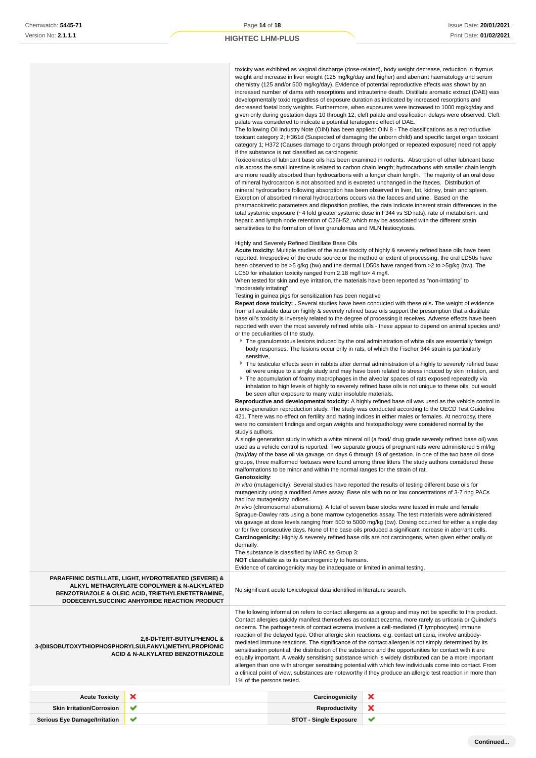| | |
|---|---|
| | toxicity was exhibited as vaginal discharge (dose-related), body weight decrease, reduction in thymus weight and increase in liver weight (125 mg/kg/day and higher) and aberrant haematology and serum chemistry (125 and/or 500 mg/kg/day). Evidence of potential reproductive effects was shown by an increased number of dams with resorptions and intrauterine death. Distillate aromatic extract (DAE) was developmentally toxic regardless of exposure duration as indicated by increased resorptions and decreased foetal body weights. Furthermore, when exposures were increased to 1000 mg/kg/day and given only during gestation days 10 through 12, cleft palate and ossification delays were observed. Cleft palate was considered to indicate a potential teratogenic effect of DAE.<br>The following Oil Industry Note (OIN) has been applied: OIN 8 - The classifications as a reproductive toxicant category 2; H361d (Suspected of damaging the unborn child) and specific target organ toxicant category 1; H372 (Causes damage to organs through prolonged or repeated exposure) need not apply if the substance is not classified as carcinogenic<br>Toxicokinetics of lubricant base oils has been examined in rodents. Absorption of other lubricant base oils across the small intestine is related to carbon chain length; hydrocarbons with smaller chain length are more readily absorbed than hydrocarbons with a longer chain length. The majority of an oral dose of mineral hydrocarbon is not absorbed and is excreted unchanged in the faeces. Distribution of mineral hydrocarbons following absorption has been observed in liver, fat, kidney, brain and spleen. Excretion of absorbed mineral hydrocarbons occurs via the faeces and urine. Based on the pharmacokinetic parameters and disposition profiles, the data indicate inherent strain differences in the total systemic exposure (~4 fold greater systemic dose in F344 vs SD rats), rate of metabolism, and hepatic and lymph node retention of C26H52, which may be associated with the different strain sensitivities to the formation of liver granulomas and MLN histiocytosis.<br><br>Highly and Severely Refined Distillate Base Oils<br>**Acute toxicity:** Multiple studies of the acute toxicity of highly & severely refined base oils have been reported. Irrespective of the crude source or the method or extent of processing, the oral LD50s have been observed to be >5 g/kg (bw) and the dermal LD50s have ranged from >2 to >5g/kg (bw). The LC50 for inhalation toxicity ranged from 2.18 mg/l to> 4 mg/l.<br>When tested for skin and eye irritation, the materials have been reported as "non-irritating" to "moderately irritating"<br>Testing in guinea pigs for sensitization has been negative<br>**Repeat dose toxicity: .** Several studies have been conducted with these oils. **T**he weight of evidence from all available data on highly & severely refined base oils support the presumption that a distillate base oil's toxicity is inversely related to the degree of processing it receives. Adverse effects have been reported with even the most severely refined white oils - these appear to depend on animal species and/ or the peculiarities of the study.<br>‣ The granulomatous lesions induced by the oral administration of white oils are essentially foreign body responses. The lesions occur only in rats, of which the Fischer 344 strain is particularly sensitive,<br>‣ The testicular effects seen in rabbits after dermal administration of a highly to severely refined base oil were unique to a single study and may have been related to stress induced by skin irritation, and<br>‣ The accumulation of foamy macrophages in the alveolar spaces of rats exposed repeatedly via inhalation to high levels of highly to severely refined base oils is not unique to these oils, but would be seen after exposure to many water insoluble materials.<br>**Reproductive and developmental toxicity:** A highly refined base oil was used as the vehicle control in a one-generation reproduction study. The study was conducted according to the OECD Test Guideline 421. There was no effect on fertility and mating indices in either males or females. At necropsy, there were no consistent findings and organ weights and histopathology were considered normal by the study's authors.<br>A single generation study in which a white mineral oil (a food/ drug grade severely refined base oil) was used as a vehicle control is reported. Two separate groups of pregnant rats were administered 5 ml/kg (bw)/day of the base oil via gavage, on days 6 through 19 of gestation. In one of the two base oil dose groups, three malformed foetuses were found among three litters The study authors considered these malformations to be minor and within the normal ranges for the strain of rat.<br>**Genotoxicity**:<br>*In vitro* (mutagenicity): Several studies have reported the results of testing different base oils for mutagenicity using a modified Ames assay Base oils with no or low concentrations of 3-7 ring PACs had low mutagenicity indices.<br>*In vivo* (chromosomal aberrations): A total of seven base stocks were tested in male and female Sprague-Dawley rats using a bone marrow cytogenetics assay. The test materials were administered via gavage at dose levels ranging from 500 to 5000 mg/kg (bw). Dosing occurred for either a single day or for five consecutive days. None of the base oils produced a significant increase in aberrant cells.<br>**Carcinogenicity:** Highly & severely refined base oils are not carcinogens, when given either orally or dermally.<br>The substance is classified by IARC as Group 3:<br>**NOT** classifiable as to its carcinogenicity to humans.<br>Evidence of carcinogenicity may be inadequate or limited in animal testing. |
| **PARAFFINIC DISTILLATE, LIGHT, HYDROTREATED (SEVERE) & ALKYL METHACRYLATE COPOLYMER & N-ALKYLATED BENZOTRIAZOLE & OLEIC ACID, TRIETHYLENETETRAMINE, DODECENYLSUCCINIC ANHYDRIDE REACTION PRODUCT** | No significant acute toxicological data identified in literature search. |
| **2,6-DI-TERT-BUTYLPHENOL & 3-(DIISOBUTOXYTHIOPHOSPHORYLSULFANYL)METHYLPROPIONIC ACID & N-ALKYLATED BENZOTRIAZOLE** | The following information refers to contact allergens as a group and may not be specific to this product. Contact allergies quickly manifest themselves as contact eczema, more rarely as urticaria or Quincke's oedema. The pathogenesis of contact eczema involves a cell-mediated (T lymphocytes) immune reaction of the delayed type. Other allergic skin reactions, e.g. contact urticaria, involve antibody-mediated immune reactions. The significance of the contact allergen is not simply determined by its sensitisation potential: the distribution of the substance and the opportunities for contact with it are equally important. A weakly sensitising substance which is widely distributed can be a more important allergen than one with stronger sensitising potential with which few individuals come into contact. From a clinical point of view, substances are noteworthy if they produce an allergic test reaction in more than 1% of the persons tested. |

| | | | |
|---|---|---|---|
| **Acute Toxicity** | ✘ | **Carcinogenicity** | ✘ |
| **Skin Irritation/Corrosion** | ✔ | **Reproductivity** | ✘ |
| **Serious Eye Damage/Irritation** | ✔ | **STOT - Single Exposure** | ✔ |

**Continued...**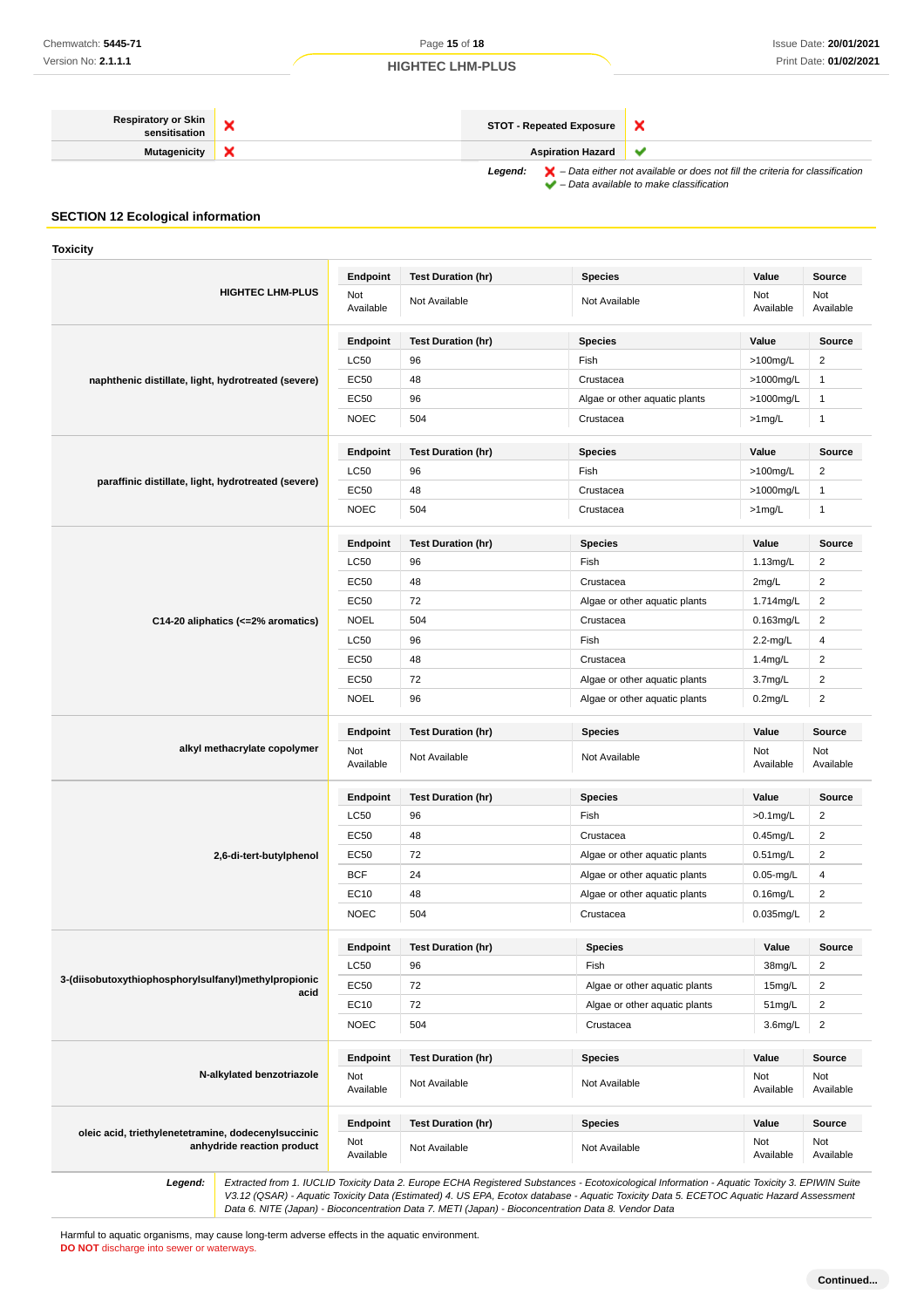| | | | |
|---|---|---|---|
| Respiratory or Skin sensitisation | ❌ | STOT - Repeated Exposure | ❌ |
| Mutagenicity | ❌ | Aspiration Hazard | ✔ |

*Legend:* ❌ – *Data either not available or does not fill the criteria for classification*
✔ – *Data available to make classification*

## SECTION 12 Ecological information

### Toxicity

**HIGHTEC LHM-PLUS**

| Endpoint | Test Duration (hr) | Species | Value | Source |
|---|---|---|---|---|
| Not Available | Not Available | Not Available | Not Available | Not Available |

**naphthenic distillate, light, hydrotreated (severe)**

| Endpoint | Test Duration (hr) | Species | Value | Source |
|---|---|---|---|---|
| LC50 | 96 | Fish | >100mg/L | 2 |
| EC50 | 48 | Crustacea | >1000mg/L | 1 |
| EC50 | 96 | Algae or other aquatic plants | >1000mg/L | 1 |
| NOEC | 504 | Crustacea | >1mg/L | 1 |

**paraffinic distillate, light, hydrotreated (severe)**

| Endpoint | Test Duration (hr) | Species | Value | Source |
|---|---|---|---|---|
| LC50 | 96 | Fish | >100mg/L | 2 |
| EC50 | 48 | Crustacea | >1000mg/L | 1 |
| NOEC | 504 | Crustacea | >1mg/L | 1 |

**C14-20 aliphatics (<=2% aromatics)**

| Endpoint | Test Duration (hr) | Species | Value | Source |
|---|---|---|---|---|
| LC50 | 96 | Fish | 1.13mg/L | 2 |
| EC50 | 48 | Crustacea | 2mg/L | 2 |
| EC50 | 72 | Algae or other aquatic plants | 1.714mg/L | 2 |
| NOEL | 504 | Crustacea | 0.163mg/L | 2 |
| LC50 | 96 | Fish | 2.2-mg/L | 4 |
| EC50 | 48 | Crustacea | 1.4mg/L | 2 |
| EC50 | 72 | Algae or other aquatic plants | 3.7mg/L | 2 |
| NOEL | 96 | Algae or other aquatic plants | 0.2mg/L | 2 |

**alkyl methacrylate copolymer**

| Endpoint | Test Duration (hr) | Species | Value | Source |
|---|---|---|---|---|
| Not Available | Not Available | Not Available | Not Available | Not Available |

**2,6-di-tert-butylphenol**

| Endpoint | Test Duration (hr) | Species | Value | Source |
|---|---|---|---|---|
| LC50 | 96 | Fish | >0.1mg/L | 2 |
| EC50 | 48 | Crustacea | 0.45mg/L | 2 |
| EC50 | 72 | Algae or other aquatic plants | 0.51mg/L | 2 |
| BCF | 24 | Algae or other aquatic plants | 0.05-mg/L | 4 |
| EC10 | 48 | Algae or other aquatic plants | 0.16mg/L | 2 |
| NOEC | 504 | Crustacea | 0.035mg/L | 2 |

**3-(diisobutoxythiophosphorylsulfanyl)methylpropionic acid**

| Endpoint | Test Duration (hr) | Species | Value | Source |
|---|---|---|---|---|
| LC50 | 96 | Fish | 38mg/L | 2 |
| EC50 | 72 | Algae or other aquatic plants | 15mg/L | 2 |
| EC10 | 72 | Algae or other aquatic plants | 51mg/L | 2 |
| NOEC | 504 | Crustacea | 3.6mg/L | 2 |

**N-alkylated benzotriazole**

| Endpoint | Test Duration (hr) | Species | Value | Source |
|---|---|---|---|---|
| Not Available | Not Available | Not Available | Not Available | Not Available |

**oleic acid, triethylenetetramine, dodecenylsuccinic anhydride reaction product**

| Endpoint | Test Duration (hr) | Species | Value | Source |
|---|---|---|---|---|
| Not Available | Not Available | Not Available | Not Available | Not Available |

***Legend:*** *Extracted from 1. IUCLID Toxicity Data 2. Europe ECHA Registered Substances - Ecotoxicological Information - Aquatic Toxicity 3. EPIWIN Suite V3.12 (QSAR) - Aquatic Toxicity Data (Estimated) 4. US EPA, Ecotox database - Aquatic Toxicity Data 5. ECETOC Aquatic Hazard Assessment Data 6. NITE (Japan) - Bioconcentration Data 7. METI (Japan) - Bioconcentration Data 8. Vendor Data*

Harmful to aquatic organisms, may cause long-term adverse effects in the aquatic environment.
**DO NOT** discharge into sewer or waterways.

Continued...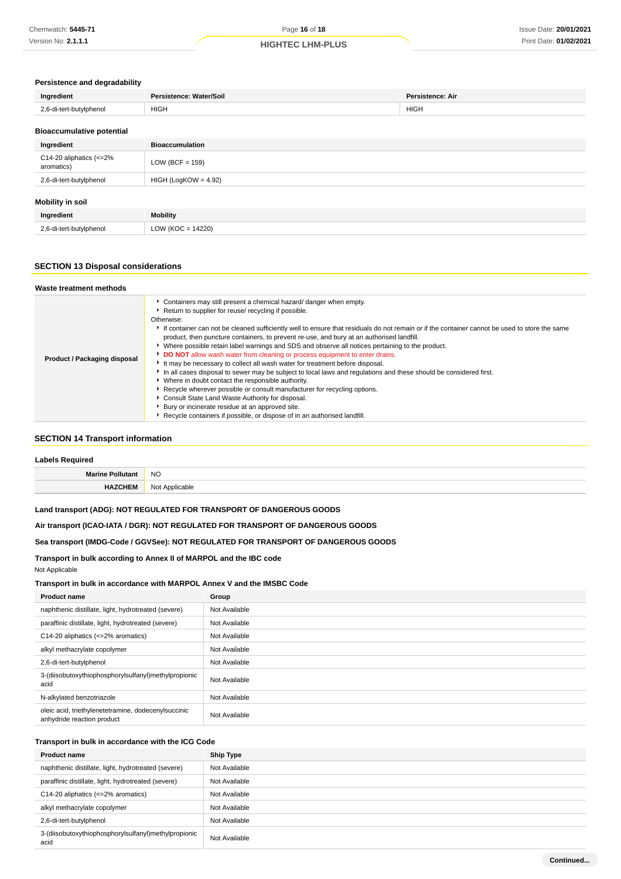### Persistence and degradability

| Ingredient | Persistence: Water/Soil | Persistence: Air |
|---|---|---|
| 2,6-di-tert-butylphenol | HIGH | HIGH |

### Bioaccumulative potential

| Ingredient | Bioaccumulation |
|---|---|
| C14-20 aliphatics (<=2% aromatics) | LOW (BCF = 159) |
| 2,6-di-tert-butylphenol | HIGH (LogKOW = 4.92) |

### Mobility in soil

| Ingredient | Mobility |
|---|---|
| 2,6-di-tert-butylphenol | LOW (KOC = 14220) |

## SECTION 13 Disposal considerations

### Waste treatment methods

| | |
|---|---|
| **Product / Packaging disposal** | ▸ Containers may still present a chemical hazard/ danger when empty.<br>▸ Return to supplier for reuse/ recycling if possible.<br>Otherwise:<br>▸ If container can not be cleaned sufficiently well to ensure that residuals do not remain or if the container cannot be used to store the same product, then puncture containers, to prevent re-use, and bury at an authorised landfill.<br>▸ Where possible retain label warnings and SDS and observe all notices pertaining to the product.<br>▸ **DO NOT** allow wash water from cleaning or process equipment to enter drains.<br>▸ It may be necessary to collect all wash water for treatment before disposal.<br>▸ In all cases disposal to sewer may be subject to local laws and regulations and these should be considered first.<br>▸ Where in doubt contact the responsible authority.<br>▸ Recycle wherever possible or consult manufacturer for recycling options.<br>▸ Consult State Land Waste Authority for disposal.<br>▸ Bury or incinerate residue at an approved site.<br>▸ Recycle containers if possible, or dispose of in an authorised landfill. |

## SECTION 14 Transport information

### Labels Required

| | |
|---|---|
| **Marine Pollutant** | NO |
| **HAZCHEM** | Not Applicable |

**Land transport (ADG): NOT REGULATED FOR TRANSPORT OF DANGEROUS GOODS**

**Air transport (ICAO-IATA / DGR): NOT REGULATED FOR TRANSPORT OF DANGEROUS GOODS**

**Sea transport (IMDG-Code / GGVSee): NOT REGULATED FOR TRANSPORT OF DANGEROUS GOODS**

**Transport in bulk according to Annex II of MARPOL and the IBC code**

Not Applicable

**Transport in bulk in accordance with MARPOL Annex V and the IMSBC Code**

| Product name | Group |
|---|---|
| naphthenic distillate, light, hydrotreated (severe) | Not Available |
| paraffinic distillate, light, hydrotreated (severe) | Not Available |
| C14-20 aliphatics (<=2% aromatics) | Not Available |
| alkyl methacrylate copolymer | Not Available |
| 2,6-di-tert-butylphenol | Not Available |
| 3-(diisobutoxythiophosphorylsulfanyl)methylpropionic acid | Not Available |
| N-alkylated benzotriazole | Not Available |
| oleic acid, triethylenetetramine, dodecenylsuccinic anhydride reaction product | Not Available |

**Transport in bulk in accordance with the ICG Code**

| Product name | Ship Type |
|---|---|
| naphthenic distillate, light, hydrotreated (severe) | Not Available |
| paraffinic distillate, light, hydrotreated (severe) | Not Available |
| C14-20 aliphatics (<=2% aromatics) | Not Available |
| alkyl methacrylate copolymer | Not Available |
| 2,6-di-tert-butylphenol | Not Available |
| 3-(diisobutoxythiophosphorylsulfanyl)methylpropionic acid | Not Available |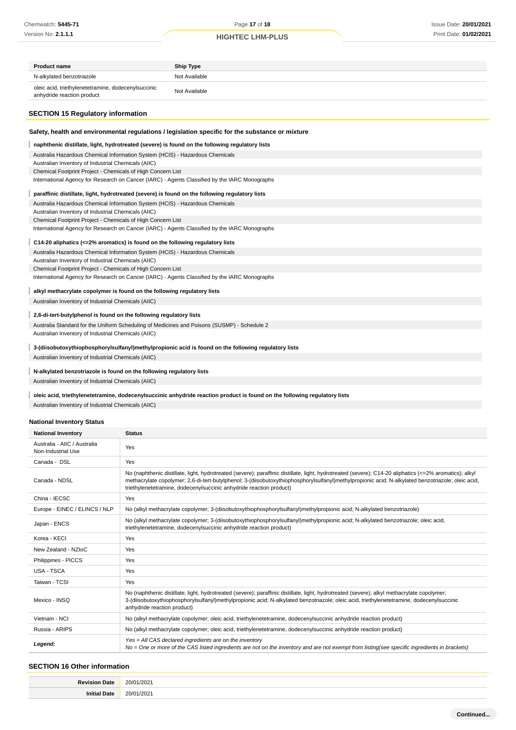| Product name | Ship Type |
| --- | --- |
| N-alkylated benzotriazole | Not Available |
| oleic acid, triethylenetetramine, dodecenylsuccinic anhydride reaction product | Not Available |

## SECTION 15 Regulatory information

### Safety, health and environmental regulations / legislation specific for the substance or mixture

**naphthenic distillate, light, hydrotreated (severe) is found on the following regulatory lists**

Australia Hazardous Chemical Information System (HCIS) - Hazardous Chemicals
Australian Inventory of Industrial Chemicals (AIIC)
Chemical Footprint Project - Chemicals of High Concern List
International Agency for Research on Cancer (IARC) - Agents Classified by the IARC Monographs

**paraffinic distillate, light, hydrotreated (severe) is found on the following regulatory lists**

Australia Hazardous Chemical Information System (HCIS) - Hazardous Chemicals
Australian Inventory of Industrial Chemicals (AIIC)
Chemical Footprint Project - Chemicals of High Concern List
International Agency for Research on Cancer (IARC) - Agents Classified by the IARC Monographs

**C14-20 aliphatics (<=2% aromatics) is found on the following regulatory lists**

Australia Hazardous Chemical Information System (HCIS) - Hazardous Chemicals
Australian Inventory of Industrial Chemicals (AIIC)
Chemical Footprint Project - Chemicals of High Concern List
International Agency for Research on Cancer (IARC) - Agents Classified by the IARC Monographs

**alkyl methacrylate copolymer is found on the following regulatory lists**

Australian Inventory of Industrial Chemicals (AIIC)

**2,6-di-tert-butylphenol is found on the following regulatory lists**

Australia Standard for the Uniform Scheduling of Medicines and Poisons (SUSMP) - Schedule 2
Australian Inventory of Industrial Chemicals (AIIC)

**3-(diisobutoxythiophosphorylsulfanyl)methylpropionic acid is found on the following regulatory lists**

Australian Inventory of Industrial Chemicals (AIIC)

**N-alkylated benzotriazole is found on the following regulatory lists**

Australian Inventory of Industrial Chemicals (AIIC)

**oleic acid, triethylenetetramine, dodecenylsuccinic anhydride reaction product is found on the following regulatory lists**

Australian Inventory of Industrial Chemicals (AIIC)

### National Inventory Status

| National Inventory | Status |
| --- | --- |
| Australia - AIIC / Australia Non-Industrial Use | Yes |
| Canada - DSL | Yes |
| Canada - NDSL | No (naphthenic distillate, light, hydrotreated (severe); paraffinic distillate, light, hydrotreated (severe); C14-20 aliphatics (<=2% aromatics); alkyl methacrylate copolymer; 2,6-di-tert-butylphenol; 3-(diisobutoxythiophosphorylsulfanyl)methylpropionic acid; N-alkylated benzotriazole; oleic acid, triethylenetetramine, dodecenylsuccinic anhydride reaction product) |
| China - IECSC | Yes |
| Europe - EINEC / ELINCS / NLP | No (alkyl methacrylate copolymer; 3-(diisobutoxythiophosphorylsulfanyl)methylpropionic acid; N-alkylated benzotriazole) |
| Japan - ENCS | No (alkyl methacrylate copolymer; 3-(diisobutoxythiophosphorylsulfanyl)methylpropionic acid; N-alkylated benzotriazole; oleic acid, triethylenetetramine, dodecenylsuccinic anhydride reaction product) |
| Korea - KECI | Yes |
| New Zealand - NZIoC | Yes |
| Philippines - PICCS | Yes |
| USA - TSCA | Yes |
| Taiwan - TCSI | Yes |
| Mexico - INSQ | No (naphthenic distillate, light, hydrotreated (severe); paraffinic distillate, light, hydrotreated (severe); alkyl methacrylate copolymer; 3-(diisobutoxythiophosphorylsulfanyl)methylpropionic acid; N-alkylated benzotriazole; oleic acid, triethylenetetramine, dodecenylsuccinic anhydride reaction product) |
| Vietnam - NCI | No (alkyl methacrylate copolymer; oleic acid, triethylenetetramine, dodecenylsuccinic anhydride reaction product) |
| Russia - ARIPS | No (alkyl methacrylate copolymer; oleic acid, triethylenetetramine, dodecenylsuccinic anhydride reaction product) |
| ***Legend:*** | *Yes = All CAS declared ingredients are on the inventory* *No = One or more of the CAS listed ingredients are not on the inventory and are not exempt from listing(see specific ingredients in brackets)* |

## SECTION 16 Other information

| | |
| --- | --- |
| **Revision Date** | 20/01/2021 |
| **Initial Date** | 20/01/2021 |

Continued...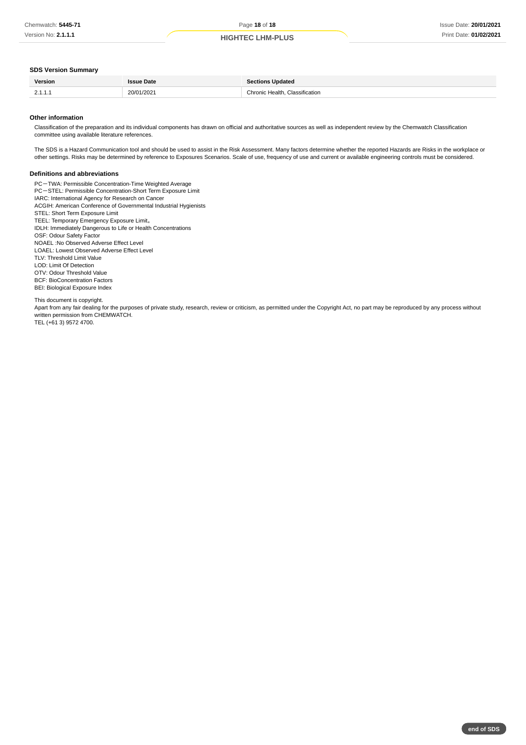## SDS Version Summary

| Version | Issue Date | Sections Updated |
|---|---|---|
| 2.1.1.1 | 20/01/2021 | Chronic Health, Classification |

## Other information

Classification of the preparation and its individual components has drawn on official and authoritative sources as well as independent review by the Chemwatch Classification committee using available literature references.

The SDS is a Hazard Communication tool and should be used to assist in the Risk Assessment. Many factors determine whether the reported Hazards are Risks in the workplace or other settings. Risks may be determined by reference to Exposures Scenarios. Scale of use, frequency of use and current or available engineering controls must be considered.

## Definitions and abbreviations

PC－TWA: Permissible Concentration-Time Weighted Average
PC－STEL: Permissible Concentration-Short Term Exposure Limit
IARC: International Agency for Research on Cancer
ACGIH: American Conference of Governmental Industrial Hygienists
STEL: Short Term Exposure Limit
TEEL: Temporary Emergency Exposure Limit。
IDLH: Immediately Dangerous to Life or Health Concentrations
OSF: Odour Safety Factor
NOAEL :No Observed Adverse Effect Level
LOAEL: Lowest Observed Adverse Effect Level
TLV: Threshold Limit Value
LOD: Limit Of Detection
OTV: Odour Threshold Value
BCF: BioConcentration Factors
BEI: Biological Exposure Index

This document is copyright.
Apart from any fair dealing for the purposes of private study, research, review or criticism, as permitted under the Copyright Act, no part may be reproduced by any process without written permission from CHEMWATCH.
TEL (+61 3) 9572 4700.

**end of SDS**